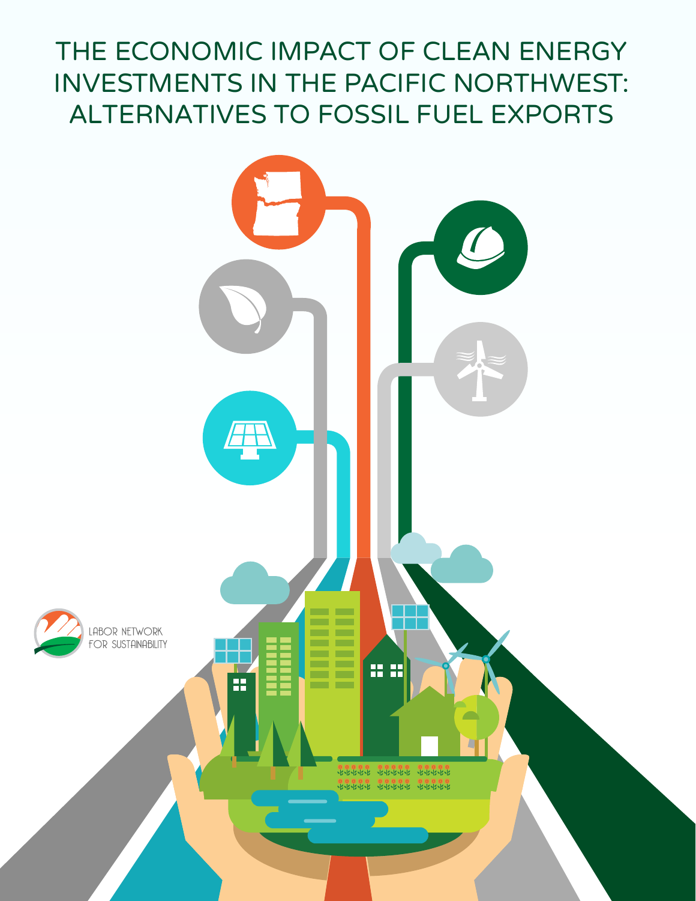# THE ECONOMIC IMPACT OF CLEAN ENERGY INVESTMENTS IN THE PACIFIC NORTHWEST: ALTERNATIVES TO FOSSIL FUEL EXPORTS

LABOR NETWORK FOR SUSTAINABILITY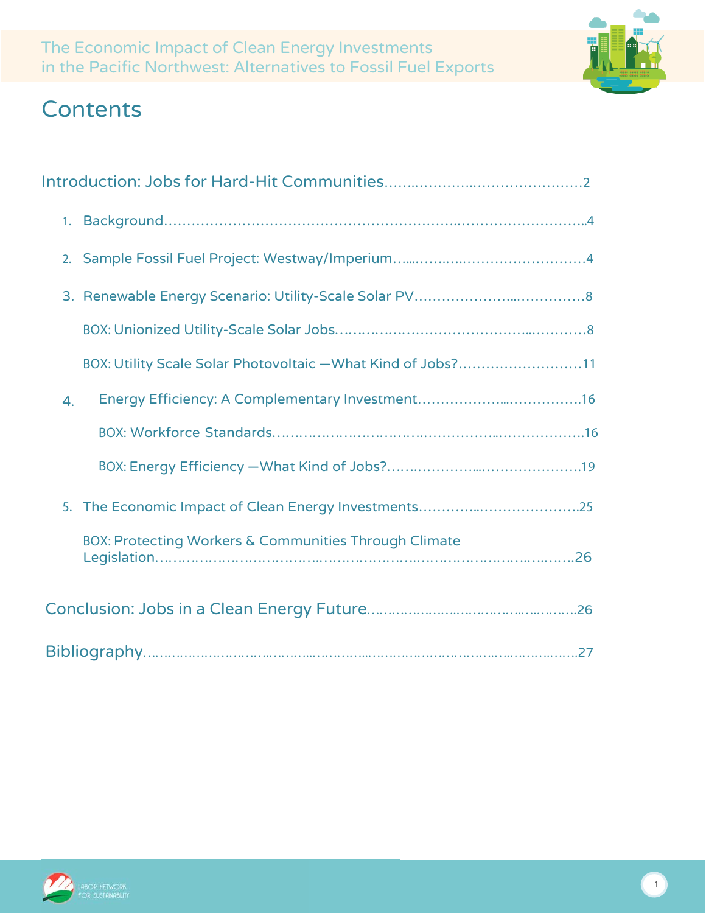# Contents

Introduction: Jobs for Hard-Hit Communities……..…………..……………………2

1. Background……………………………………………………..……………………..4
2. Sample Fossil Fuel Project: Westway/Imperium…....……..…..………………………4
3. Renewable Energy Scenario: Utility-Scale Solar PV………………….....……………8

   BOX: Unionized Utility-Scale Solar Jobs……………………………………....…………8

   BOX: Utility Scale Solar Photovoltaic —What Kind of Jobs?………………………11

4. Energy Efficiency: A Complementary Investment………………....…………….16

   BOX: Workforce Standards……………………………..…………....………………..16

   BOX: Energy Efficiency —What Kind of Jobs?…….………….....………………….19

5. The Economic Impact of Clean Energy Investments…………...………………….25

   BOX: Protecting Workers & Communities Through Climate Legislation………………………………..……………………..……………………..……..26

Conclusion: Jobs in a Clean Energy Future…………………..………………..……..26

Bibliography……………………..………....………....……………………………..……..27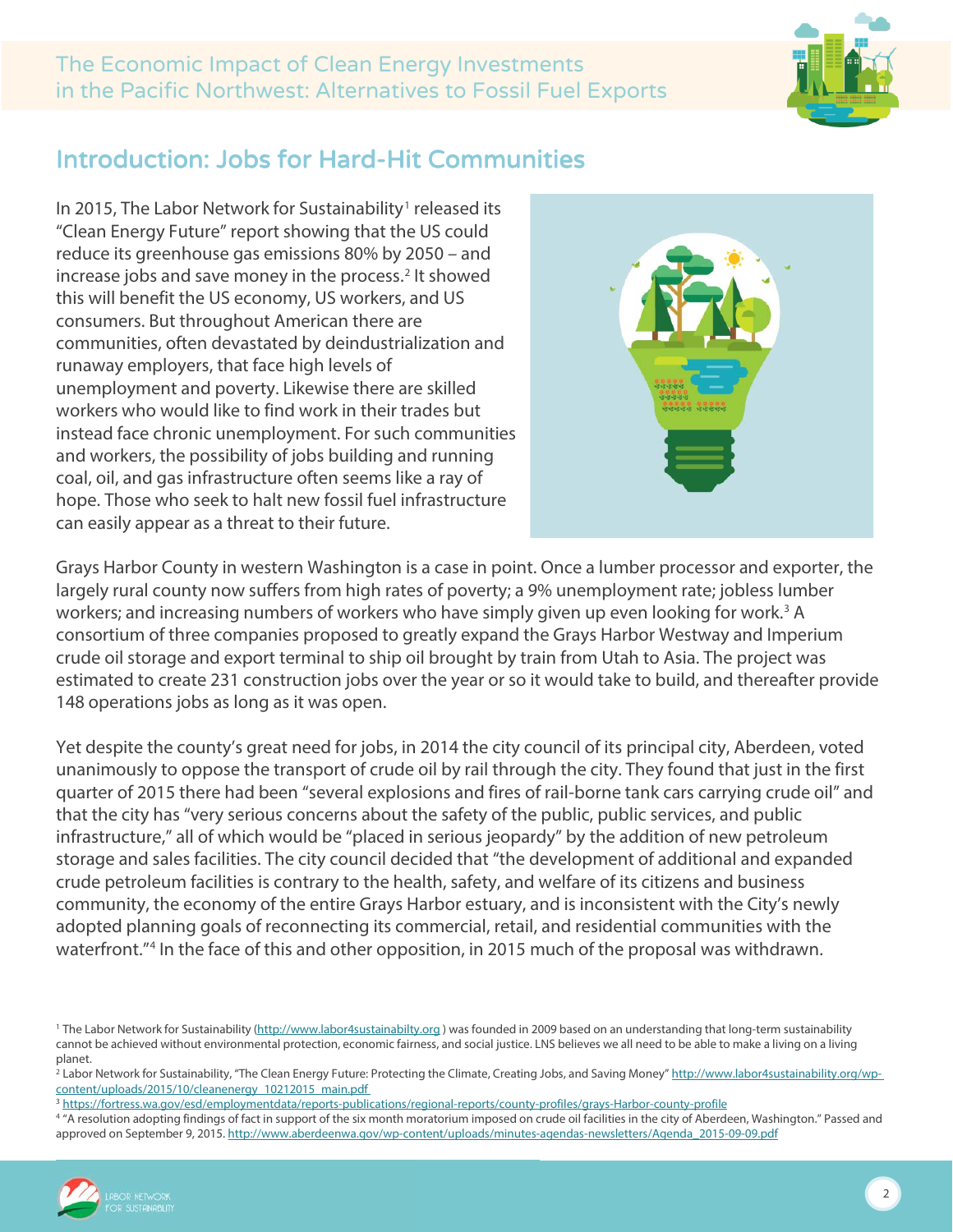## Introduction: Jobs for Hard-Hit Communities

In 2015, The Labor Network for Sustainability[1] released its "Clean Energy Future" report showing that the US could reduce its greenhouse gas emissions 80% by 2050 – and increase jobs and save money in the process.[2] It showed this will benefit the US economy, US workers, and US consumers. But throughout American there are communities, often devastated by deindustrialization and runaway employers, that face high levels of unemployment and poverty. Likewise there are skilled workers who would like to find work in their trades but instead face chronic unemployment. For such communities and workers, the possibility of jobs building and running coal, oil, and gas infrastructure often seems like a ray of hope. Those who seek to halt new fossil fuel infrastructure can easily appear as a threat to their future.

Grays Harbor County in western Washington is a case in point. Once a lumber processor and exporter, the largely rural county now suffers from high rates of poverty; a 9% unemployment rate; jobless lumber workers; and increasing numbers of workers who have simply given up even looking for work.[3] A consortium of three companies proposed to greatly expand the Grays Harbor Westway and Imperium crude oil storage and export terminal to ship oil brought by train from Utah to Asia. The project was estimated to create 231 construction jobs over the year or so it would take to build, and thereafter provide 148 operations jobs as long as it was open.

Yet despite the county's great need for jobs, in 2014 the city council of its principal city, Aberdeen, voted unanimously to oppose the transport of crude oil by rail through the city. They found that just in the first quarter of 2015 there had been "several explosions and fires of rail-borne tank cars carrying crude oil" and that the city has "very serious concerns about the safety of the public, public services, and public infrastructure," all of which would be "placed in serious jeopardy" by the addition of new petroleum storage and sales facilities. The city council decided that "the development of additional and expanded crude petroleum facilities is contrary to the health, safety, and welfare of its citizens and business community, the economy of the entire Grays Harbor estuary, and is inconsistent with the City's newly adopted planning goals of reconnecting its commercial, retail, and residential communities with the waterfront."[4] In the face of this and other opposition, in 2015 much of the proposal was withdrawn.

---

[1] The Labor Network for Sustainability (http://www.labor4sustainabilty.org ) was founded in 2009 based on an understanding that long-term sustainability cannot be achieved without environmental protection, economic fairness, and social justice. LNS believes we all need to be able to make a living on a living planet.

[2] Labor Network for Sustainability, "The Clean Energy Future: Protecting the Climate, Creating Jobs, and Saving Money" http://www.labor4sustainability.org/wp-content/uploads/2015/10/cleanenergy_10212015_main.pdf

[3] https://fortress.wa.gov/esd/employmentdata/reports-publications/regional-reports/county-profiles/grays-Harbor-county-profile

[4] "A resolution adopting findings of fact in support of the six month moratorium imposed on crude oil facilities in the city of Aberdeen, Washington." Passed and approved on September 9, 2015. http://www.aberdeenwa.gov/wp-content/uploads/minutes-agendas-newsletters/Agenda_2015-09-09.pdf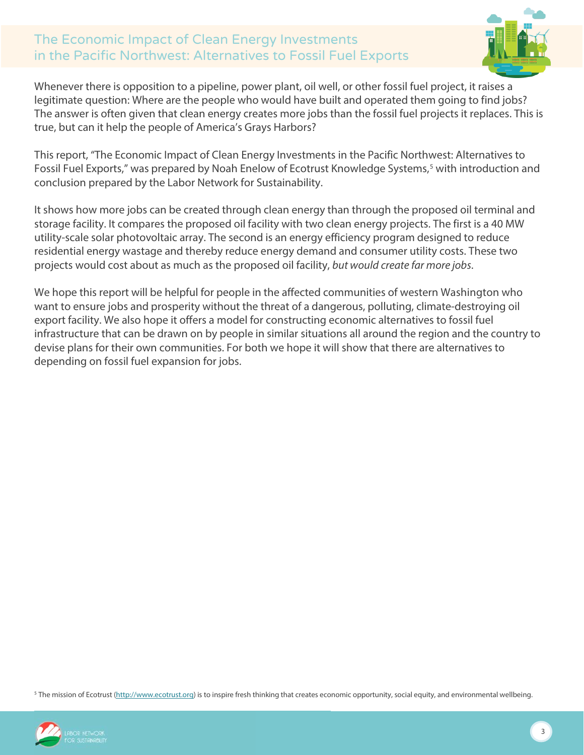Whenever there is opposition to a pipeline, power plant, oil well, or other fossil fuel project, it raises a legitimate question: Where are the people who would have built and operated them going to find jobs? The answer is often given that clean energy creates more jobs than the fossil fuel projects it replaces. This is true, but can it help the people of America's Grays Harbors?

This report, "The Economic Impact of Clean Energy Investments in the Pacific Northwest: Alternatives to Fossil Fuel Exports," was prepared by Noah Enelow of Ecotrust Knowledge Systems,[5] with introduction and conclusion prepared by the Labor Network for Sustainability.

It shows how more jobs can be created through clean energy than through the proposed oil terminal and storage facility. It compares the proposed oil facility with two clean energy projects. The first is a 40 MW utility-scale solar photovoltaic array. The second is an energy efficiency program designed to reduce residential energy wastage and thereby reduce energy demand and consumer utility costs. These two projects would cost about as much as the proposed oil facility, *but would create far more jobs*.

We hope this report will be helpful for people in the affected communities of western Washington who want to ensure jobs and prosperity without the threat of a dangerous, polluting, climate-destroying oil export facility. We also hope it offers a model for constructing economic alternatives to fossil fuel infrastructure that can be drawn on by people in similar situations all around the region and the country to devise plans for their own communities. For both we hope it will show that there are alternatives to depending on fossil fuel expansion for jobs.

[5] The mission of Ecotrust (http://www.ecotrust.org) is to inspire fresh thinking that creates economic opportunity, social equity, and environmental wellbeing.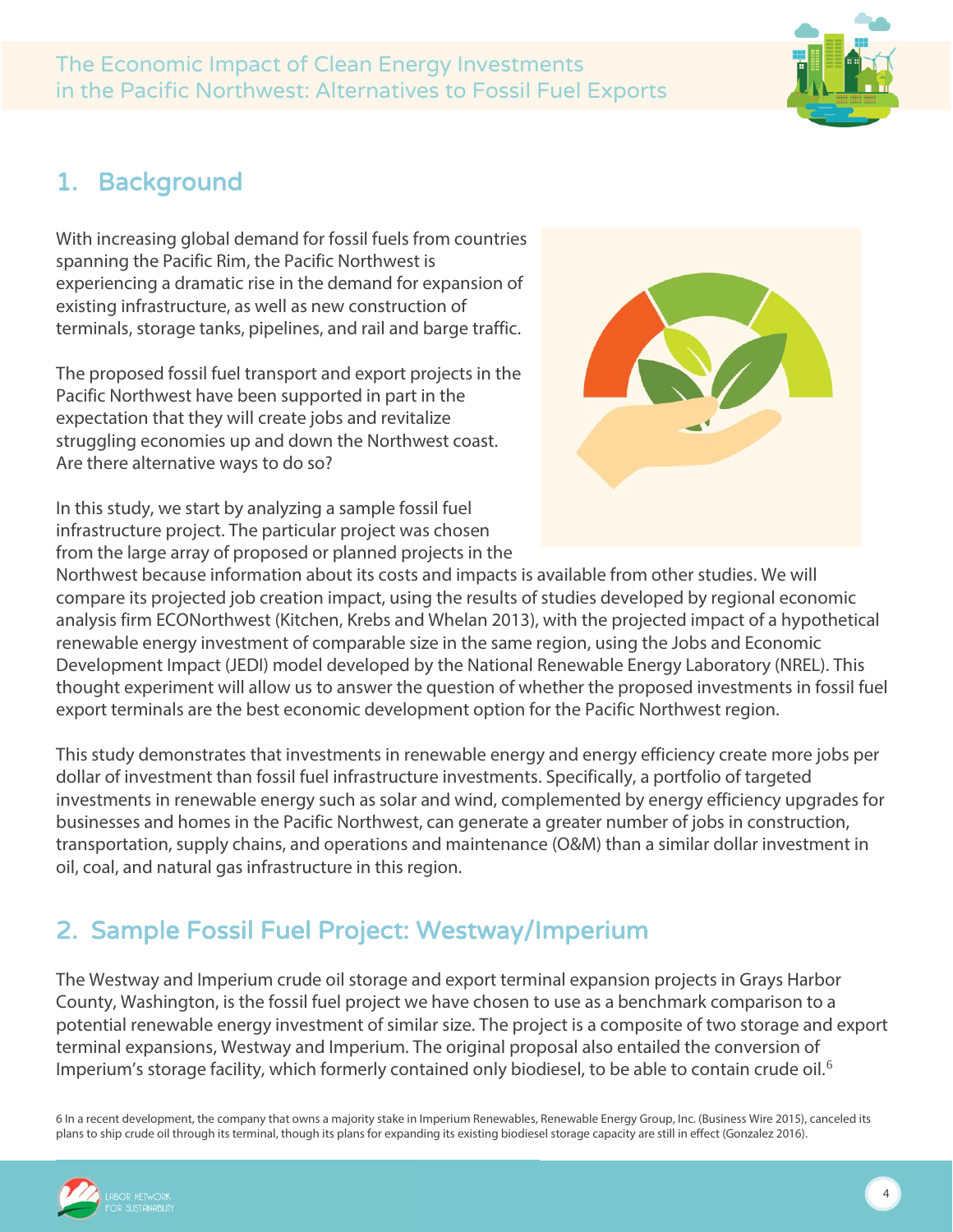## 1. Background

With increasing global demand for fossil fuels from countries spanning the Pacific Rim, the Pacific Northwest is experiencing a dramatic rise in the demand for expansion of existing infrastructure, as well as new construction of terminals, storage tanks, pipelines, and rail and barge traffic.

The proposed fossil fuel transport and export projects in the Pacific Northwest have been supported in part in the expectation that they will create jobs and revitalize struggling economies up and down the Northwest coast. Are there alternative ways to do so?

In this study, we start by analyzing a sample fossil fuel infrastructure project. The particular project was chosen from the large array of proposed or planned projects in the Northwest because information about its costs and impacts is available from other studies. We will compare its projected job creation impact, using the results of studies developed by regional economic analysis firm ECONorthwest (Kitchen, Krebs and Whelan 2013), with the projected impact of a hypothetical renewable energy investment of comparable size in the same region, using the Jobs and Economic Development Impact (JEDI) model developed by the National Renewable Energy Laboratory (NREL). This thought experiment will allow us to answer the question of whether the proposed investments in fossil fuel export terminals are the best economic development option for the Pacific Northwest region.

This study demonstrates that investments in renewable energy and energy efficiency create more jobs per dollar of investment than fossil fuel infrastructure investments. Specifically, a portfolio of targeted investments in renewable energy such as solar and wind, complemented by energy efficiency upgrades for businesses and homes in the Pacific Northwest, can generate a greater number of jobs in construction, transportation, supply chains, and operations and maintenance (O&M) than a similar dollar investment in oil, coal, and natural gas infrastructure in this region.

## 2. Sample Fossil Fuel Project: Westway/Imperium

The Westway and Imperium crude oil storage and export terminal expansion projects in Grays Harbor County, Washington, is the fossil fuel project we have chosen to use as a benchmark comparison to a potential renewable energy investment of similar size. The project is a composite of two storage and export terminal expansions, Westway and Imperium. The original proposal also entailed the conversion of Imperium's storage facility, which formerly contained only biodiesel, to be able to contain crude oil.[6]

6 In a recent development, the company that owns a majority stake in Imperium Renewables, Renewable Energy Group, Inc. (Business Wire 2015), canceled its plans to ship crude oil through its terminal, though its plans for expanding its existing biodiesel storage capacity are still in effect (Gonzalez 2016).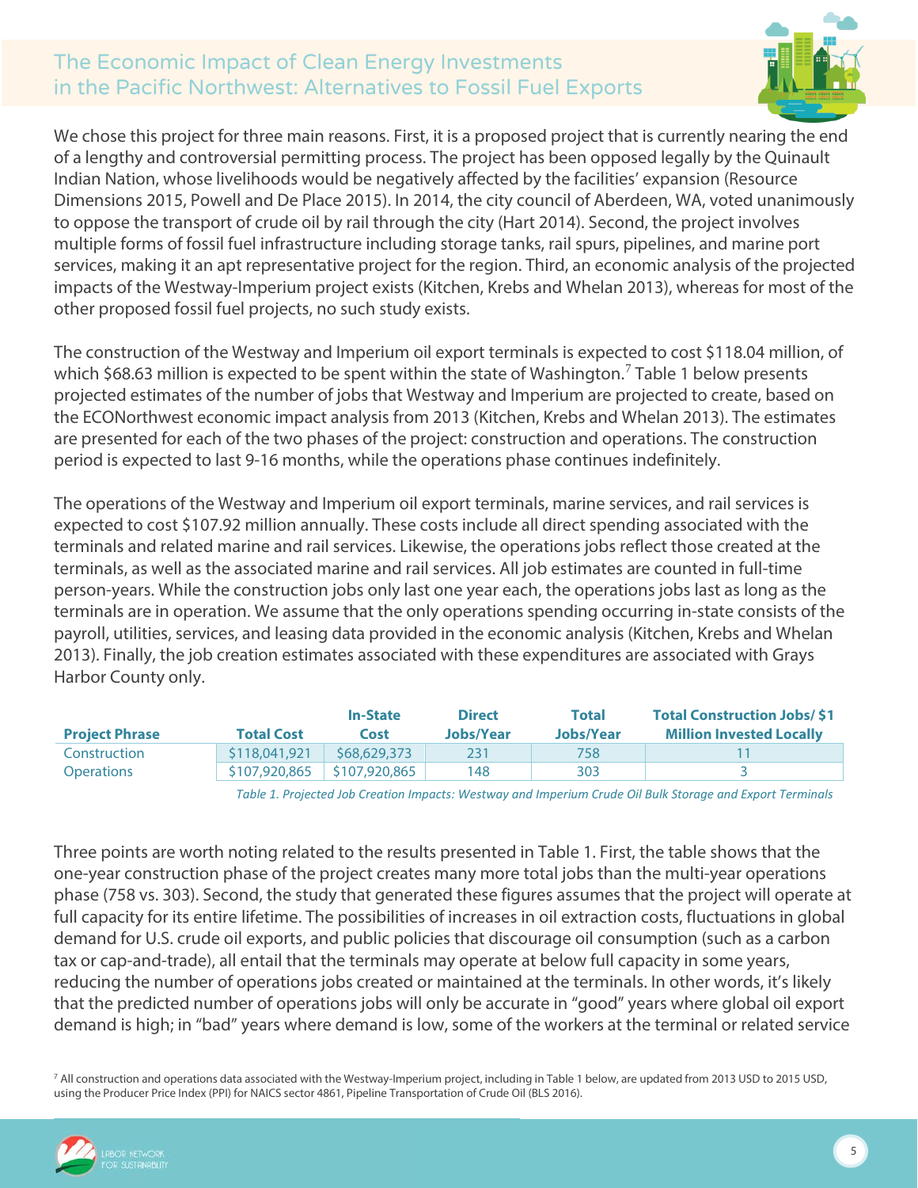We chose this project for three main reasons. First, it is a proposed project that is currently nearing the end of a lengthy and controversial permitting process. The project has been opposed legally by the Quinault Indian Nation, whose livelihoods would be negatively affected by the facilities' expansion (Resource Dimensions 2015, Powell and De Place 2015). In 2014, the city council of Aberdeen, WA, voted unanimously to oppose the transport of crude oil by rail through the city (Hart 2014). Second, the project involves multiple forms of fossil fuel infrastructure including storage tanks, rail spurs, pipelines, and marine port services, making it an apt representative project for the region. Third, an economic analysis of the projected impacts of the Westway-Imperium project exists (Kitchen, Krebs and Whelan 2013), whereas for most of the other proposed fossil fuel projects, no such study exists.

The construction of the Westway and Imperium oil export terminals is expected to cost \$118.04 million, of which \$68.63 million is expected to be spent within the state of Washington.[7] Table 1 below presents projected estimates of the number of jobs that Westway and Imperium are projected to create, based on the ECONorthwest economic impact analysis from 2013 (Kitchen, Krebs and Whelan 2013). The estimates are presented for each of the two phases of the project: construction and operations. The construction period is expected to last 9-16 months, while the operations phase continues indefinitely.

The operations of the Westway and Imperium oil export terminals, marine services, and rail services is expected to cost \$107.92 million annually. These costs include all direct spending associated with the terminals and related marine and rail services. Likewise, the operations jobs reflect those created at the terminals, as well as the associated marine and rail services. All job estimates are counted in full-time person-years. While the construction jobs only last one year each, the operations jobs last as long as the terminals are in operation. We assume that the only operations spending occurring in-state consists of the payroll, utilities, services, and leasing data provided in the economic analysis (Kitchen, Krebs and Whelan 2013). Finally, the job creation estimates associated with these expenditures are associated with Grays Harbor County only.

| Project Phrase | Total Cost | In-State Cost | Direct Jobs/Year | Total Jobs/Year | Total Construction Jobs/ \$1 Million Invested Locally |
|---|---|---|---|---|---|
| Construction | \$118,041,921 | \$68,629,373 | 231 | 758 | 11 |
| Operations | \$107,920,865 | \$107,920,865 | 148 | 303 | 3 |

*Table 1. Projected Job Creation Impacts: Westway and Imperium Crude Oil Bulk Storage and Export Terminals*

Three points are worth noting related to the results presented in Table 1. First, the table shows that the one-year construction phase of the project creates many more total jobs than the multi-year operations phase (758 vs. 303). Second, the study that generated these figures assumes that the project will operate at full capacity for its entire lifetime. The possibilities of increases in oil extraction costs, fluctuations in global demand for U.S. crude oil exports, and public policies that discourage oil consumption (such as a carbon tax or cap-and-trade), all entail that the terminals may operate at below full capacity in some years, reducing the number of operations jobs created or maintained at the terminals. In other words, it's likely that the predicted number of operations jobs will only be accurate in "good" years where global oil export demand is high; in "bad" years where demand is low, some of the workers at the terminal or related service

[7] All construction and operations data associated with the Westway-Imperium project, including in Table 1 below, are updated from 2013 USD to 2015 USD, using the Producer Price Index (PPI) for NAICS sector 4861, Pipeline Transportation of Crude Oil (BLS 2016).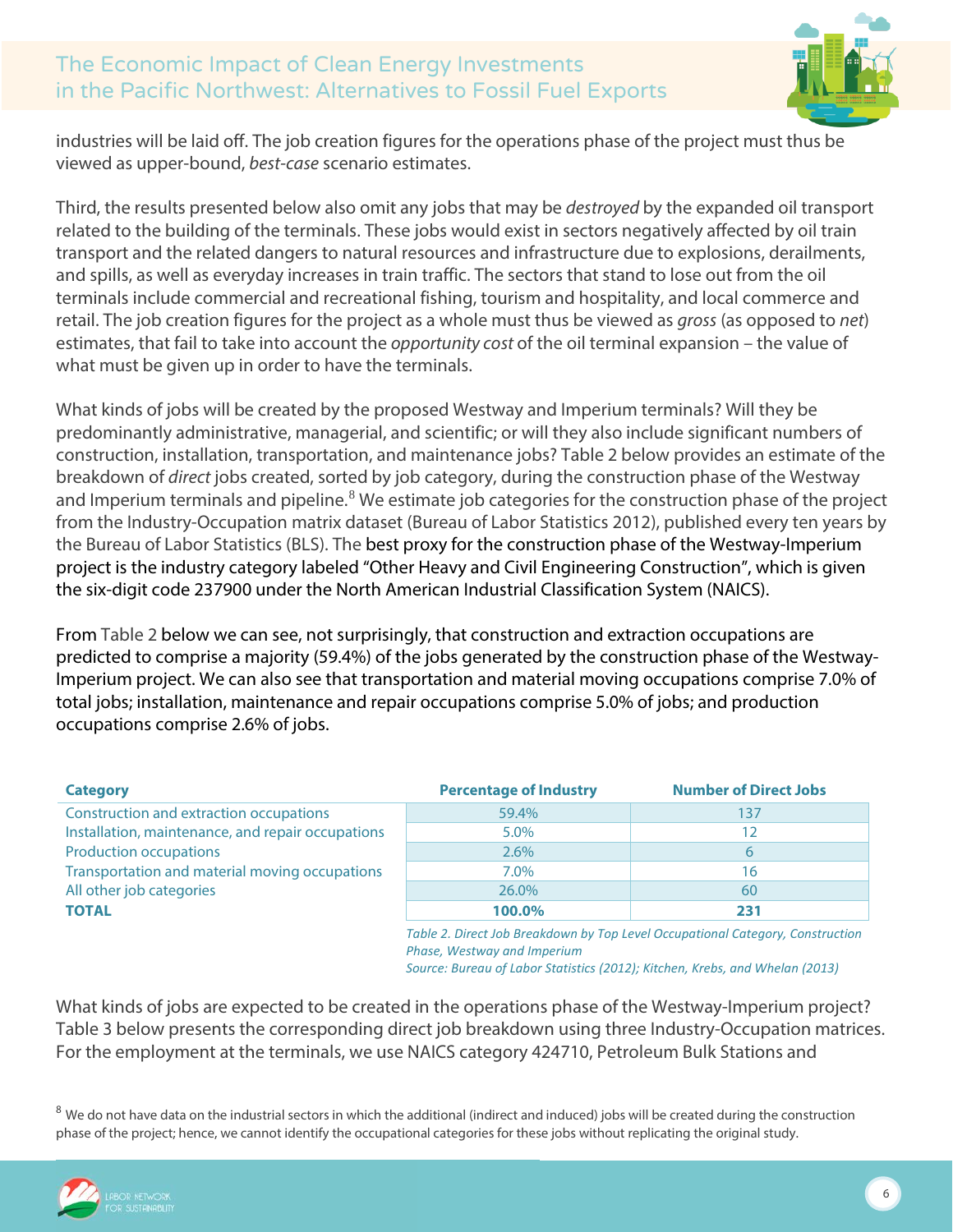industries will be laid off. The job creation figures for the operations phase of the project must thus be viewed as upper-bound, *best-case* scenario estimates.

Third, the results presented below also omit any jobs that may be *destroyed* by the expanded oil transport related to the building of the terminals. These jobs would exist in sectors negatively affected by oil train transport and the related dangers to natural resources and infrastructure due to explosions, derailments, and spills, as well as everyday increases in train traffic. The sectors that stand to lose out from the oil terminals include commercial and recreational fishing, tourism and hospitality, and local commerce and retail. The job creation figures for the project as a whole must thus be viewed as *gross* (as opposed to *net*) estimates, that fail to take into account the *opportunity cost* of the oil terminal expansion – the value of what must be given up in order to have the terminals.

What kinds of jobs will be created by the proposed Westway and Imperium terminals? Will they be predominantly administrative, managerial, and scientific; or will they also include significant numbers of construction, installation, transportation, and maintenance jobs? Table 2 below provides an estimate of the breakdown of *direct* jobs created, sorted by job category, during the construction phase of the Westway and Imperium terminals and pipeline.[8] We estimate job categories for the construction phase of the project from the Industry-Occupation matrix dataset (Bureau of Labor Statistics 2012), published every ten years by the Bureau of Labor Statistics (BLS). The best proxy for the construction phase of the Westway-Imperium project is the industry category labeled "Other Heavy and Civil Engineering Construction", which is given the six-digit code 237900 under the North American Industrial Classification System (NAICS).

From Table 2 below we can see, not surprisingly, that construction and extraction occupations are predicted to comprise a majority (59.4%) of the jobs generated by the construction phase of the Westway-Imperium project. We can also see that transportation and material moving occupations comprise 7.0% of total jobs; installation, maintenance and repair occupations comprise 5.0% of jobs; and production occupations comprise 2.6% of jobs.

| Category | Percentage of Industry | Number of Direct Jobs |
|---|---|---|
| Construction and extraction occupations | 59.4% | 137 |
| Installation, maintenance, and repair occupations | 5.0% | 12 |
| Production occupations | 2.6% | 6 |
| Transportation and material moving occupations | 7.0% | 16 |
| All other job categories | 26.0% | 60 |
| **TOTAL** | **100.0%** | **231** |

*Table 2. Direct Job Breakdown by Top Level Occupational Category, Construction Phase, Westway and Imperium*
*Source: Bureau of Labor Statistics (2012); Kitchen, Krebs, and Whelan (2013)*

What kinds of jobs are expected to be created in the operations phase of the Westway-Imperium project? Table 3 below presents the corresponding direct job breakdown using three Industry-Occupation matrices. For the employment at the terminals, we use NAICS category 424710, Petroleum Bulk Stations and

[8] We do not have data on the industrial sectors in which the additional (indirect and induced) jobs will be created during the construction phase of the project; hence, we cannot identify the occupational categories for these jobs without replicating the original study.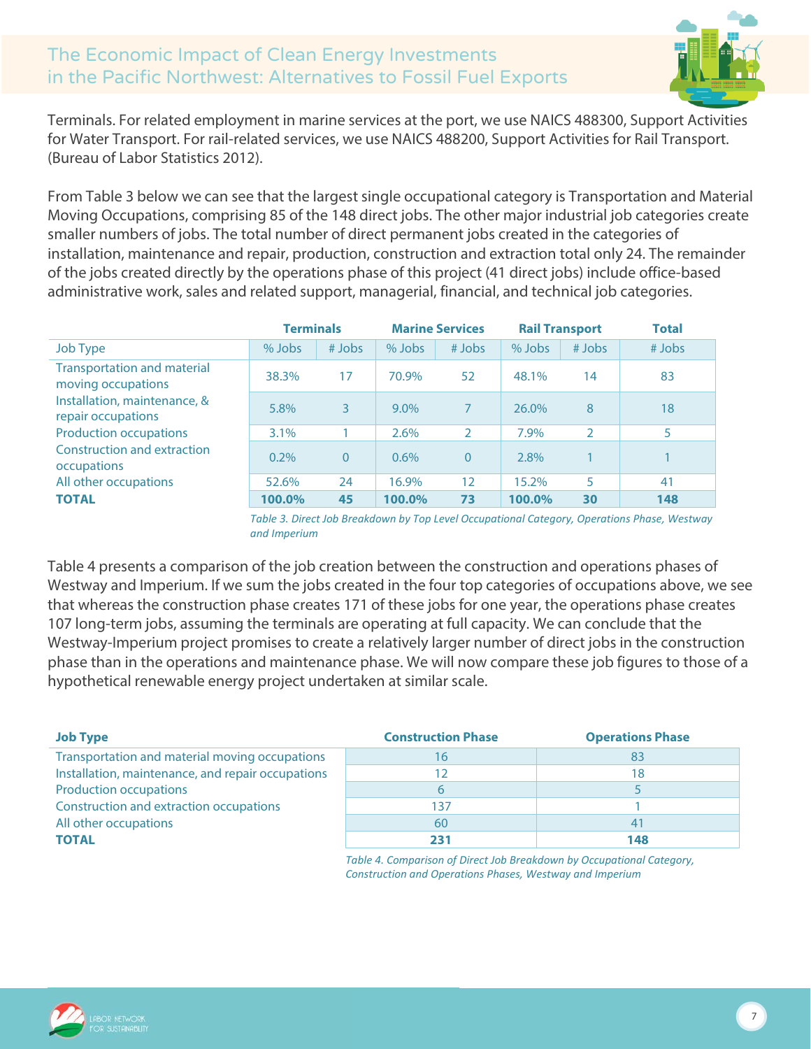Terminals. For related employment in marine services at the port, we use NAICS 488300, Support Activities for Water Transport. For rail-related services, we use NAICS 488200, Support Activities for Rail Transport. (Bureau of Labor Statistics 2012).

From Table 3 below we can see that the largest single occupational category is Transportation and Material Moving Occupations, comprising 85 of the 148 direct jobs. The other major industrial job categories create smaller numbers of jobs. The total number of direct permanent jobs created in the categories of installation, maintenance and repair, production, construction and extraction total only 24. The remainder of the jobs created directly by the operations phase of this project (41 direct jobs) include office-based administrative work, sales and related support, managerial, financial, and technical job categories.

| | **Terminals** | | **Marine Services** | | **Rail Transport** | | **Total** |
|---|---|---|---|---|---|---|---|
| Job Type | % Jobs | # Jobs | % Jobs | # Jobs | % Jobs | # Jobs | # Jobs |
| Transportation and material moving occupations | 38.3% | 17 | 70.9% | 52 | 48.1% | 14 | 83 |
| Installation, maintenance, & repair occupations | 5.8% | 3 | 9.0% | 7 | 26.0% | 8 | 18 |
| Production occupations | 3.1% | 1 | 2.6% | 2 | 7.9% | 2 | 5 |
| Construction and extraction occupations | 0.2% | 0 | 0.6% | 0 | 2.8% | 1 | 1 |
| All other occupations | 52.6% | 24 | 16.9% | 12 | 15.2% | 5 | 41 |
| **TOTAL** | **100.0%** | **45** | **100.0%** | **73** | **100.0%** | **30** | **148** |

*Table 3. Direct Job Breakdown by Top Level Occupational Category, Operations Phase, Westway and Imperium*

Table 4 presents a comparison of the job creation between the construction and operations phases of Westway and Imperium. If we sum the jobs created in the four top categories of occupations above, we see that whereas the construction phase creates 171 of these jobs for one year, the operations phase creates 107 long-term jobs, assuming the terminals are operating at full capacity. We can conclude that the Westway-Imperium project promises to create a relatively larger number of direct jobs in the construction phase than in the operations and maintenance phase. We will now compare these job figures to those of a hypothetical renewable energy project undertaken at similar scale.

| **Job Type** | **Construction Phase** | **Operations Phase** |
|---|---|---|
| Transportation and material moving occupations | 16 | 83 |
| Installation, maintenance, and repair occupations | 12 | 18 |
| Production occupations | 6 | 5 |
| Construction and extraction occupations | 137 | 1 |
| All other occupations | 60 | 41 |
| **TOTAL** | **231** | **148** |

*Table 4. Comparison of Direct Job Breakdown by Occupational Category, Construction and Operations Phases, Westway and Imperium*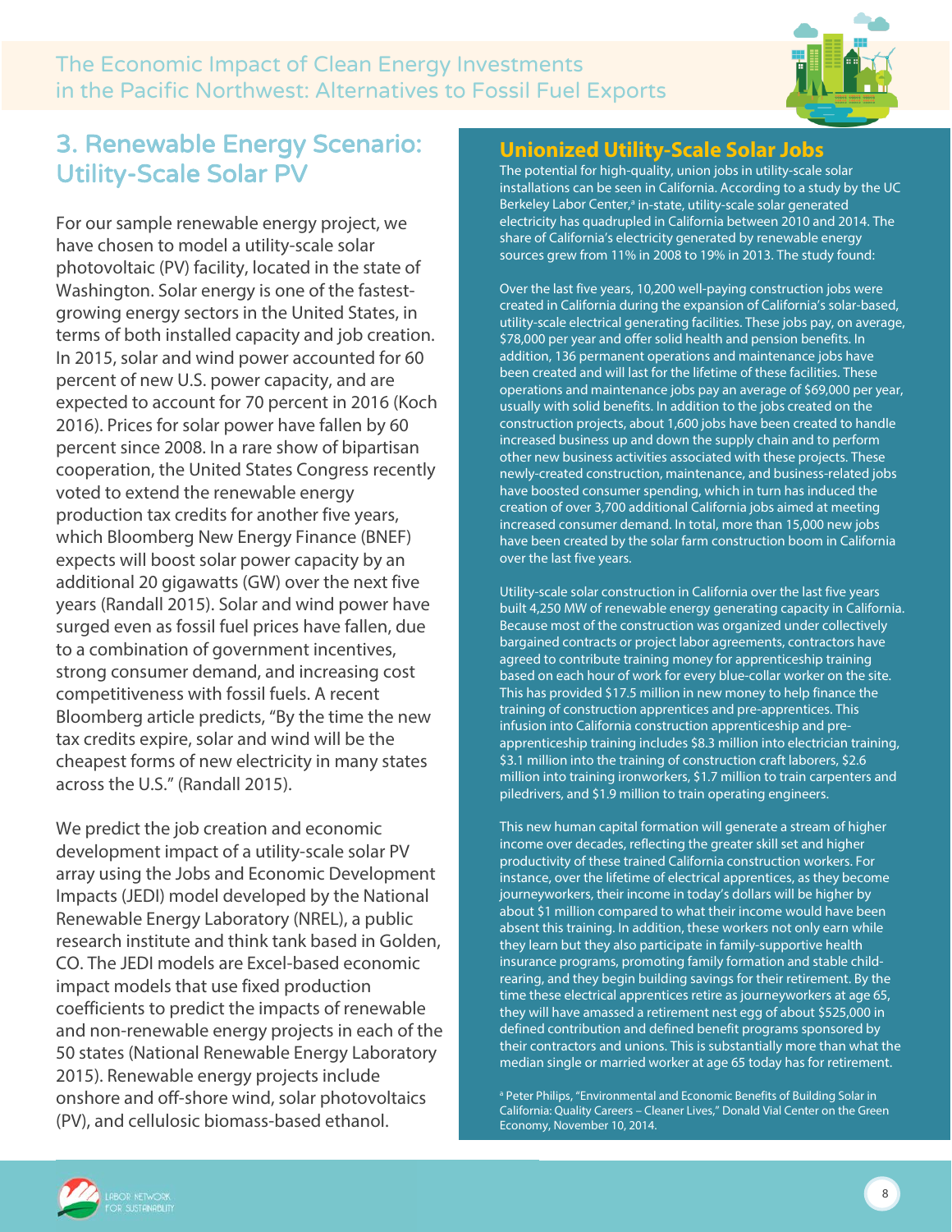## 3. Renewable Energy Scenario: Utility-Scale Solar PV

For our sample renewable energy project, we have chosen to model a utility-scale solar photovoltaic (PV) facility, located in the state of Washington. Solar energy is one of the fastest-growing energy sectors in the United States, in terms of both installed capacity and job creation. In 2015, solar and wind power accounted for 60 percent of new U.S. power capacity, and are expected to account for 70 percent in 2016 (Koch 2016). Prices for solar power have fallen by 60 percent since 2008. In a rare show of bipartisan cooperation, the United States Congress recently voted to extend the renewable energy production tax credits for another five years, which Bloomberg New Energy Finance (BNEF) expects will boost solar power capacity by an additional 20 gigawatts (GW) over the next five years (Randall 2015). Solar and wind power have surged even as fossil fuel prices have fallen, due to a combination of government incentives, strong consumer demand, and increasing cost competitiveness with fossil fuels. A recent Bloomberg article predicts, "By the time the new tax credits expire, solar and wind will be the cheapest forms of new electricity in many states across the U.S." (Randall 2015).

We predict the job creation and economic development impact of a utility-scale solar PV array using the Jobs and Economic Development Impacts (JEDI) model developed by the National Renewable Energy Laboratory (NREL), a public research institute and think tank based in Golden, CO. The JEDI models are Excel-based economic impact models that use fixed production coefficients to predict the impacts of renewable and non-renewable energy projects in each of the 50 states (National Renewable Energy Laboratory 2015). Renewable energy projects include onshore and off-shore wind, solar photovoltaics (PV), and cellulosic biomass-based ethanol.

### Unionized Utility-Scale Solar Jobs

The potential for high-quality, union jobs in utility-scale solar installations can be seen in California. According to a study by the UC Berkeley Labor Center,[a] in-state, utility-scale solar generated electricity has quadrupled in California between 2010 and 2014. The share of California's electricity generated by renewable energy sources grew from 11% in 2008 to 19% in 2013. The study found:

Over the last five years, 10,200 well-paying construction jobs were created in California during the expansion of California's solar-based, utility-scale electrical generating facilities. These jobs pay, on average, $78,000 per year and offer solid health and pension benefits. In addition, 136 permanent operations and maintenance jobs have been created and will last for the lifetime of these facilities. These operations and maintenance jobs pay an average of $69,000 per year, usually with solid benefits. In addition to the jobs created on the construction projects, about 1,600 jobs have been created to handle increased business up and down the supply chain and to perform other new business activities associated with these projects. These newly-created construction, maintenance, and business-related jobs have boosted consumer spending, which in turn has induced the creation of over 3,700 additional California jobs aimed at meeting increased consumer demand. In total, more than 15,000 new jobs have been created by the solar farm construction boom in California over the last five years.

Utility-scale solar construction in California over the last five years built 4,250 MW of renewable energy generating capacity in California. Because most of the construction was organized under collectively bargained contracts or project labor agreements, contractors have agreed to contribute training money for apprenticeship training based on each hour of work for every blue-collar worker on the site. This has provided $17.5 million in new money to help finance the training of construction apprentices and pre-apprentices. This infusion into California construction apprenticeship and pre-apprenticeship training includes $8.3 million into electrician training, $3.1 million into the training of construction craft laborers, $2.6 million into training ironworkers, $1.7 million to train carpenters and piledrivers, and $1.9 million to train operating engineers.

This new human capital formation will generate a stream of higher income over decades, reflecting the greater skill set and higher productivity of these trained California construction workers. For instance, over the lifetime of electrical apprentices, as they become journeyworkers, their income in today's dollars will be higher by about $1 million compared to what their income would have been absent this training. In addition, these workers not only earn while they learn but they also participate in family-supportive health insurance programs, promoting family formation and stable child-rearing, and they begin building savings for their retirement. By the time these electrical apprentices retire as journeyworkers at age 65, they will have amassed a retirement nest egg of about $525,000 in defined contribution and defined benefit programs sponsored by their contractors and unions. This is substantially more than what the median single or married worker at age 65 today has for retirement.

[a] Peter Philips, "Environmental and Economic Benefits of Building Solar in California: Quality Careers – Cleaner Lives," Donald Vial Center on the Green Economy, November 10, 2014.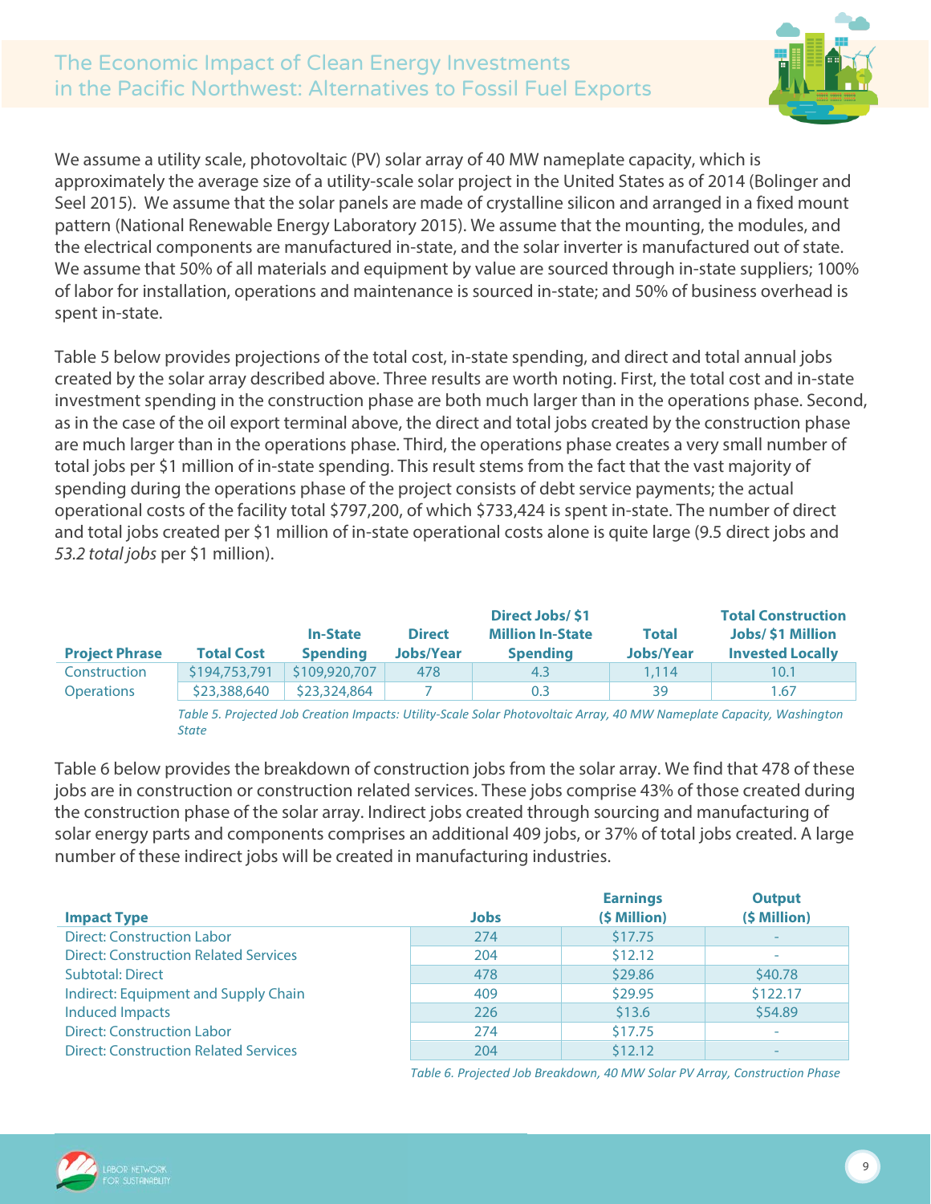We assume a utility scale, photovoltaic (PV) solar array of 40 MW nameplate capacity, which is approximately the average size of a utility-scale solar project in the United States as of 2014 (Bolinger and Seel 2015). We assume that the solar panels are made of crystalline silicon and arranged in a fixed mount pattern (National Renewable Energy Laboratory 2015). We assume that the mounting, the modules, and the electrical components are manufactured in-state, and the solar inverter is manufactured out of state. We assume that 50% of all materials and equipment by value are sourced through in-state suppliers; 100% of labor for installation, operations and maintenance is sourced in-state; and 50% of business overhead is spent in-state.

Table 5 below provides projections of the total cost, in-state spending, and direct and total annual jobs created by the solar array described above. Three results are worth noting. First, the total cost and in-state investment spending in the construction phase are both much larger than in the operations phase. Second, as in the case of the oil export terminal above, the direct and total jobs created by the construction phase are much larger than in the operations phase. Third, the operations phase creates a very small number of total jobs per $1 million of in-state spending. This result stems from the fact that the vast majority of spending during the operations phase of the project consists of debt service payments; the actual operational costs of the facility total $797,200, of which $733,424 is spent in-state. The number of direct and total jobs created per $1 million of in-state operational costs alone is quite large (9.5 direct jobs and *53.2 total jobs* per $1 million).

| Project Phrase | Total Cost | In-State Spending | Direct Jobs/Year | Direct Jobs/ $1 Million In-State Spending | Total Jobs/Year | Total Construction Jobs/ $1 Million Invested Locally |
|---|---|---|---|---|---|---|
| Construction | $194,753,791 | $109,920,707 | 478 | 4.3 | 1,114 | 10.1 |
| Operations | $23,388,640 | $23,324,864 | 7 | 0.3 | 39 | 1.67 |

*Table 5. Projected Job Creation Impacts: Utility-Scale Solar Photovoltaic Array, 40 MW Nameplate Capacity, Washington State*

Table 6 below provides the breakdown of construction jobs from the solar array. We find that 478 of these jobs are in construction or construction related services. These jobs comprise 43% of those created during the construction phase of the solar array. Indirect jobs created through sourcing and manufacturing of solar energy parts and components comprises an additional 409 jobs, or 37% of total jobs created. A large number of these indirect jobs will be created in manufacturing industries.

| Impact Type | Jobs | Earnings ($ Million) | Output ($ Million) |
|---|---|---|---|
| Direct: Construction Labor | 274 | $17.75 | - |
| Direct: Construction Related Services | 204 | $12.12 | - |
| Subtotal: Direct | 478 | $29.86 | $40.78 |
| Indirect: Equipment and Supply Chain | 409 | $29.95 | $122.17 |
| Induced Impacts | 226 | $13.6 | $54.89 |
| Direct: Construction Labor | 274 | $17.75 | - |
| Direct: Construction Related Services | 204 | $12.12 | - |

*Table 6. Projected Job Breakdown, 40 MW Solar PV Array, Construction Phase*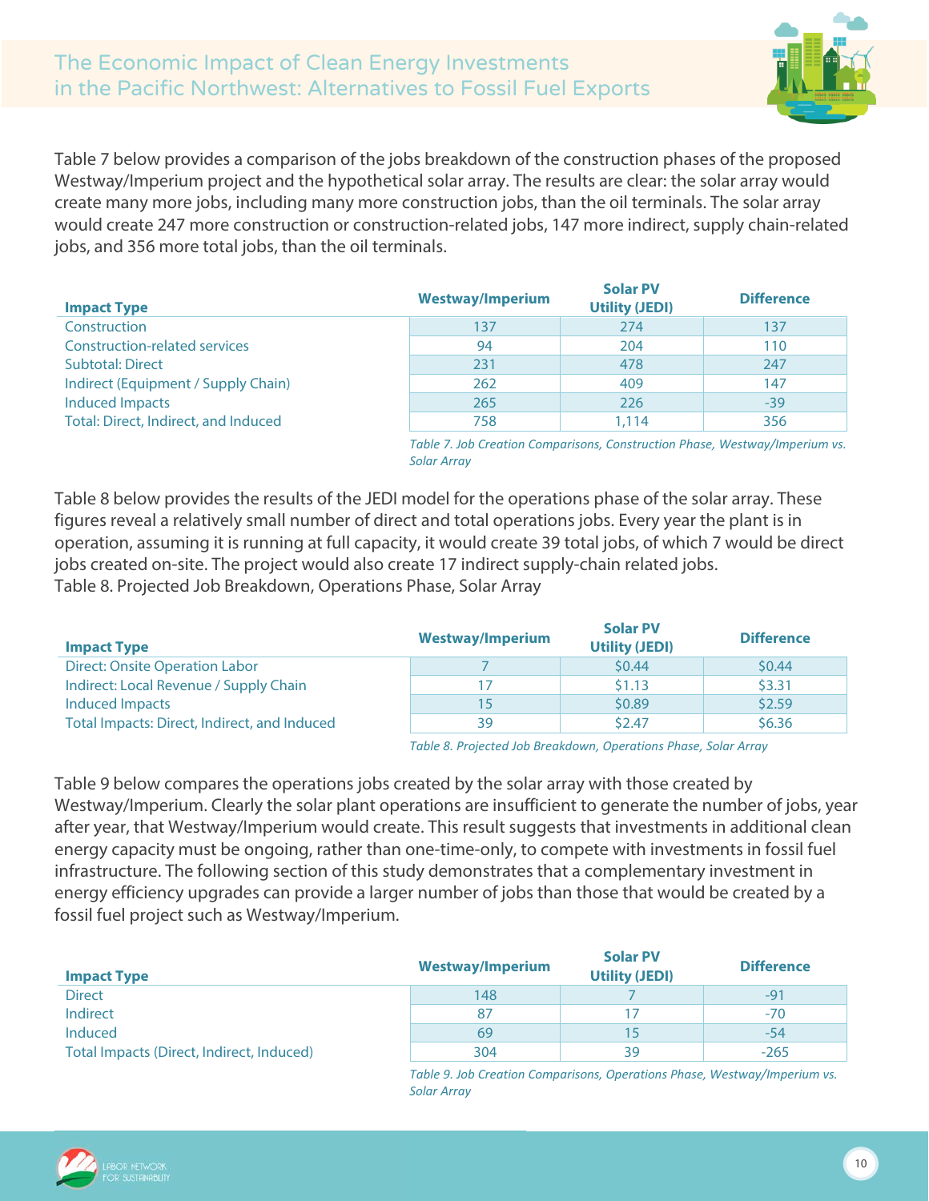Table 7 below provides a comparison of the jobs breakdown of the construction phases of the proposed Westway/Imperium project and the hypothetical solar array. The results are clear: the solar array would create many more jobs, including many more construction jobs, than the oil terminals. The solar array would create 247 more construction or construction-related jobs, 147 more indirect, supply chain-related jobs, and 356 more total jobs, than the oil terminals.

| Impact Type | Westway/Imperium | Solar PV Utility (JEDI) | Difference |
|---|---|---|---|
| Construction | 137 | 274 | 137 |
| Construction-related services | 94 | 204 | 110 |
| Subtotal: Direct | 231 | 478 | 247 |
| Indirect (Equipment / Supply Chain) | 262 | 409 | 147 |
| Induced Impacts | 265 | 226 | -39 |
| Total: Direct, Indirect, and Induced | 758 | 1,114 | 356 |

*Table 7. Job Creation Comparisons, Construction Phase, Westway/Imperium vs. Solar Array*

Table 8 below provides the results of the JEDI model for the operations phase of the solar array. These figures reveal a relatively small number of direct and total operations jobs. Every year the plant is in operation, assuming it is running at full capacity, it would create 39 total jobs, of which 7 would be direct jobs created on-site. The project would also create 17 indirect supply-chain related jobs.
Table 8. Projected Job Breakdown, Operations Phase, Solar Array

| Impact Type | Westway/Imperium | Solar PV Utility (JEDI) | Difference |
|---|---|---|---|
| Direct: Onsite Operation Labor | 7 | $0.44 | $0.44 |
| Indirect: Local Revenue / Supply Chain | 17 | $1.13 | $3.31 |
| Induced Impacts | 15 | $0.89 | $2.59 |
| Total Impacts: Direct, Indirect, and Induced | 39 | $2.47 | $6.36 |

*Table 8. Projected Job Breakdown, Operations Phase, Solar Array*

Table 9 below compares the operations jobs created by the solar array with those created by Westway/Imperium. Clearly the solar plant operations are insufficient to generate the number of jobs, year after year, that Westway/Imperium would create. This result suggests that investments in additional clean energy capacity must be ongoing, rather than one-time-only, to compete with investments in fossil fuel infrastructure. The following section of this study demonstrates that a complementary investment in energy efficiency upgrades can provide a larger number of jobs than those that would be created by a fossil fuel project such as Westway/Imperium.

| Impact Type | Westway/Imperium | Solar PV Utility (JEDI) | Difference |
|---|---|---|---|
| Direct | 148 | 7 | -91 |
| Indirect | 87 | 17 | -70 |
| Induced | 69 | 15 | -54 |
| Total Impacts (Direct, Indirect, Induced) | 304 | 39 | -265 |

*Table 9. Job Creation Comparisons, Operations Phase, Westway/Imperium vs. Solar Array*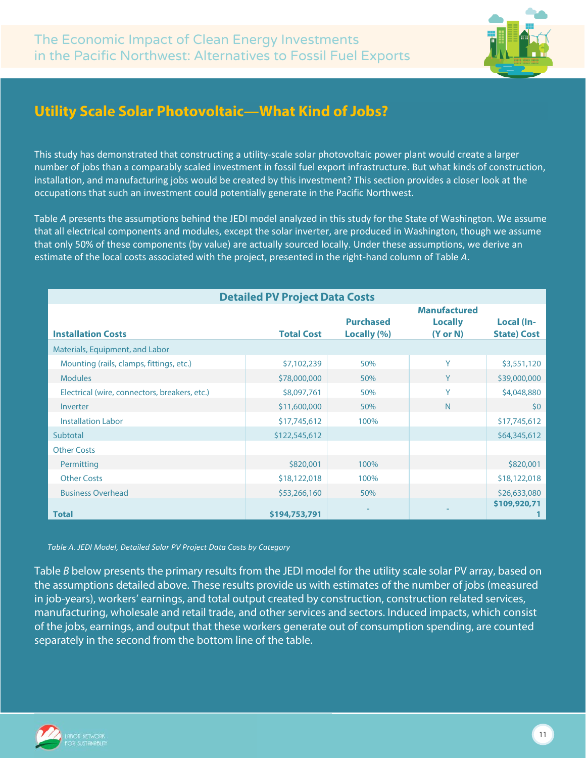## Utility Scale Solar Photovoltaic—What Kind of Jobs?

This study has demonstrated that constructing a utility-scale solar photovoltaic power plant would create a larger number of jobs than a comparably scaled investment in fossil fuel export infrastructure. But what kinds of construction, installation, and manufacturing jobs would be created by this investment? This section provides a closer look at the occupations that such an investment could potentially generate in the Pacific Northwest.

Table *A* presents the assumptions behind the JEDI model analyzed in this study for the State of Washington. We assume that all electrical components and modules, except the solar inverter, are produced in Washington, though we assume that only 50% of these components (by value) are actually sourced locally. Under these assumptions, we derive an estimate of the local costs associated with the project, presented in the right-hand column of Table *A*.

| Detailed PV Project Data Costs | | | | |
|---|---|---|---|---|
| **Installation Costs** | **Total Cost** | **Purchased Locally (%)** | **Manufactured Locally (Y or N)** | **Local (In-State) Cost** |
| Materials, Equipment, and Labor | | | | |
| Mounting (rails, clamps, fittings, etc.) | $7,102,239 | 50% | Y | $3,551,120 |
| Modules | $78,000,000 | 50% | Y | $39,000,000 |
| Electrical (wire, connectors, breakers, etc.) | $8,097,761 | 50% | Y | $4,048,880 |
| Inverter | $11,600,000 | 50% | N | $0 |
| Installation Labor | $17,745,612 | 100% | | $17,745,612 |
| Subtotal | $122,545,612 | | | $64,345,612 |
| Other Costs | | | | |
| Permitting | $820,001 | 100% | | $820,001 |
| Other Costs | $18,122,018 | 100% | | $18,122,018 |
| Business Overhead | $53,266,160 | 50% | | $26,633,080 |
| **Total** | **$194,753,791** | - | - | **$109,920,711** |

*Table A. JEDI Model, Detailed Solar PV Project Data Costs by Category*

Table *B* below presents the primary results from the JEDI model for the utility scale solar PV array, based on the assumptions detailed above. These results provide us with estimates of the number of jobs (measured in job-years), workers' earnings, and total output created by construction, construction related services, manufacturing, wholesale and retail trade, and other services and sectors. Induced impacts, which consist of the jobs, earnings, and output that these workers generate out of consumption spending, are counted separately in the second from the bottom line of the table.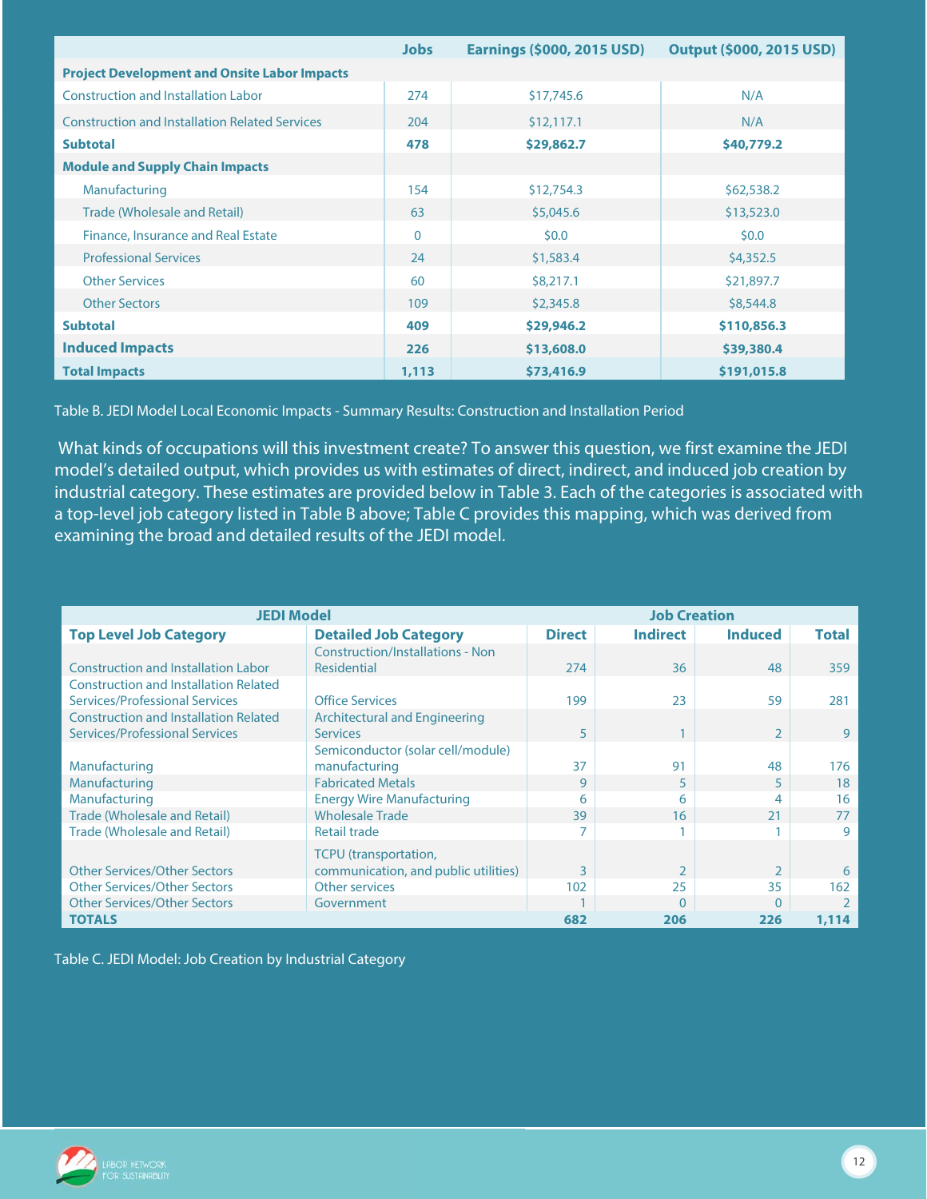| | Jobs | Earnings ($000, 2015 USD) | Output ($000, 2015 USD) |
|---|---|---|---|
| **Project Development and Onsite Labor Impacts** | | | |
| Construction and Installation Labor | 274 | $17,745.6 | N/A |
| Construction and Installation Related Services | 204 | $12,117.1 | N/A |
| **Subtotal** | **478** | **$29,862.7** | **$40,779.2** |
| **Module and Supply Chain Impacts** | | | |
| Manufacturing | 154 | $12,754.3 | $62,538.2 |
| Trade (Wholesale and Retail) | 63 | $5,045.6 | $13,523.0 |
| Finance, Insurance and Real Estate | 0 | $0.0 | $0.0 |
| Professional Services | 24 | $1,583.4 | $4,352.5 |
| Other Services | 60 | $8,217.1 | $21,897.7 |
| Other Sectors | 109 | $2,345.8 | $8,544.8 |
| **Subtotal** | **409** | **$29,946.2** | **$110,856.3** |
| **Induced Impacts** | **226** | **$13,608.0** | **$39,380.4** |
| **Total Impacts** | **1,113** | **$73,416.9** | **$191,015.8** |

Table B. JEDI Model Local Economic Impacts - Summary Results: Construction and Installation Period

What kinds of occupations will this investment create? To answer this question, we first examine the JEDI model's detailed output, which provides us with estimates of direct, indirect, and induced job creation by industrial category. These estimates are provided below in Table 3. Each of the categories is associated with a top-level job category listed in Table B above; Table C provides this mapping, which was derived from examining the broad and detailed results of the JEDI model.

| JEDI Model | | Job Creation | | | |
|---|---|---|---|---|---|
| **Top Level Job Category** | **Detailed Job Category** | **Direct** | **Indirect** | **Induced** | **Total** |
| Construction and Installation Labor | Construction/Installations - Non Residential | 274 | 36 | 48 | 359 |
| Construction and Installation Related Services/Professional Services | Office Services | 199 | 23 | 59 | 281 |
| Construction and Installation Related Services/Professional Services | Architectural and Engineering Services | 5 | 1 | 2 | 9 |
| Manufacturing | Semiconductor (solar cell/module) manufacturing | 37 | 91 | 48 | 176 |
| Manufacturing | Fabricated Metals | 9 | 5 | 5 | 18 |
| Manufacturing | Energy Wire Manufacturing | 6 | 6 | 4 | 16 |
| Trade (Wholesale and Retail) | Wholesale Trade | 39 | 16 | 21 | 77 |
| Trade (Wholesale and Retail) | Retail trade | 7 | 1 | 1 | 9 |
| Other Services/Other Sectors | TCPU (transportation, communication, and public utilities) | 3 | 2 | 2 | 6 |
| Other Services/Other Sectors | Other services | 102 | 25 | 35 | 162 |
| Other Services/Other Sectors | Government | 1 | 0 | 0 | 2 |
| **TOTALS** | | **682** | **206** | **226** | **1,114** |

Table C. JEDI Model: Job Creation by Industrial Category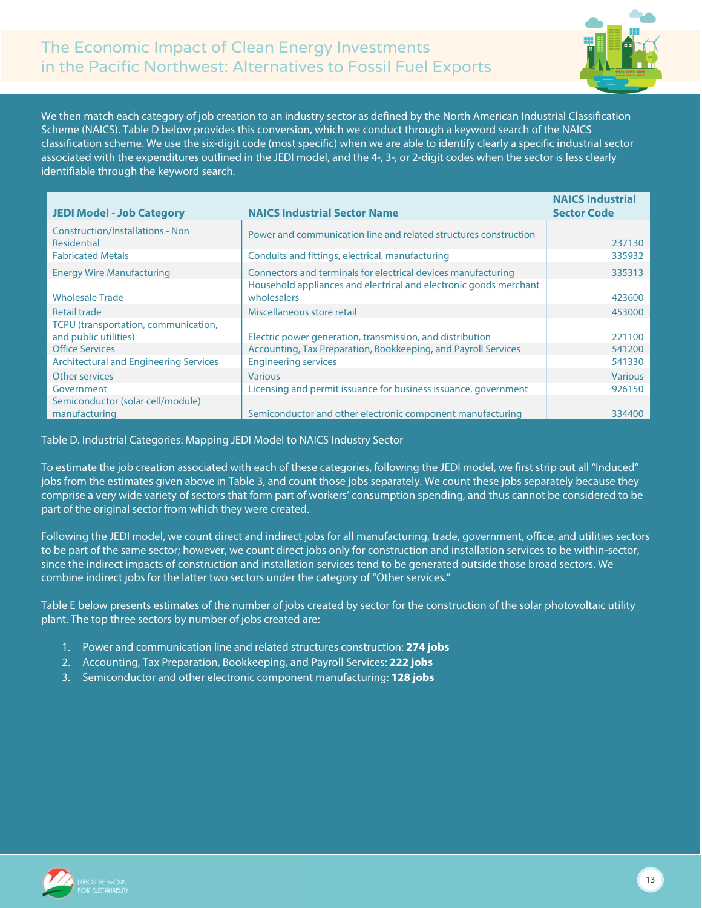We then match each category of job creation to an industry sector as defined by the North American Industrial Classification Scheme (NAICS). Table D below provides this conversion, which we conduct through a keyword search of the NAICS classification scheme. We use the six-digit code (most specific) when we are able to identify clearly a specific industrial sector associated with the expenditures outlined in the JEDI model, and the 4-, 3-, or 2-digit codes when the sector is less clearly identifiable through the keyword search.

| JEDI Model - Job Category | NAICS Industrial Sector Name | NAICS Industrial Sector Code |
|---|---|---|
| Construction/Installations - Non Residential | Power and communication line and related structures construction | 237130 |
| Fabricated Metals | Conduits and fittings, electrical, manufacturing | 335932 |
| Energy Wire Manufacturing | Connectors and terminals for electrical devices manufacturing | 335313 |
| Wholesale Trade | Household appliances and electrical and electronic goods merchant wholesalers | 423600 |
| Retail trade | Miscellaneous store retail | 453000 |
| TCPU (transportation, communication, and public utilities) | Electric power generation, transmission, and distribution | 221100 |
| Office Services | Accounting, Tax Preparation, Bookkeeping, and Payroll Services | 541200 |
| Architectural and Engineering Services | Engineering services | 541330 |
| Other services | Various | Various |
| Government | Licensing and permit issuance for business issuance, government | 926150 |
| Semiconductor (solar cell/module) manufacturing | Semiconductor and other electronic component manufacturing | 334400 |

Table D. Industrial Categories: Mapping JEDI Model to NAICS Industry Sector

To estimate the job creation associated with each of these categories, following the JEDI model, we first strip out all "Induced" jobs from the estimates given above in Table 3, and count those jobs separately. We count these jobs separately because they comprise a very wide variety of sectors that form part of workers' consumption spending, and thus cannot be considered to be part of the original sector from which they were created.

Following the JEDI model, we count direct and indirect jobs for all manufacturing, trade, government, office, and utilities sectors to be part of the same sector; however, we count direct jobs only for construction and installation services to be within-sector, since the indirect impacts of construction and installation services tend to be generated outside those broad sectors. We combine indirect jobs for the latter two sectors under the category of "Other services."

Table E below presents estimates of the number of jobs created by sector for the construction of the solar photovoltaic utility plant. The top three sectors by number of jobs created are:

1. Power and communication line and related structures construction: **274 jobs**
2. Accounting, Tax Preparation, Bookkeeping, and Payroll Services: **222 jobs**
3. Semiconductor and other electronic component manufacturing: **128 jobs**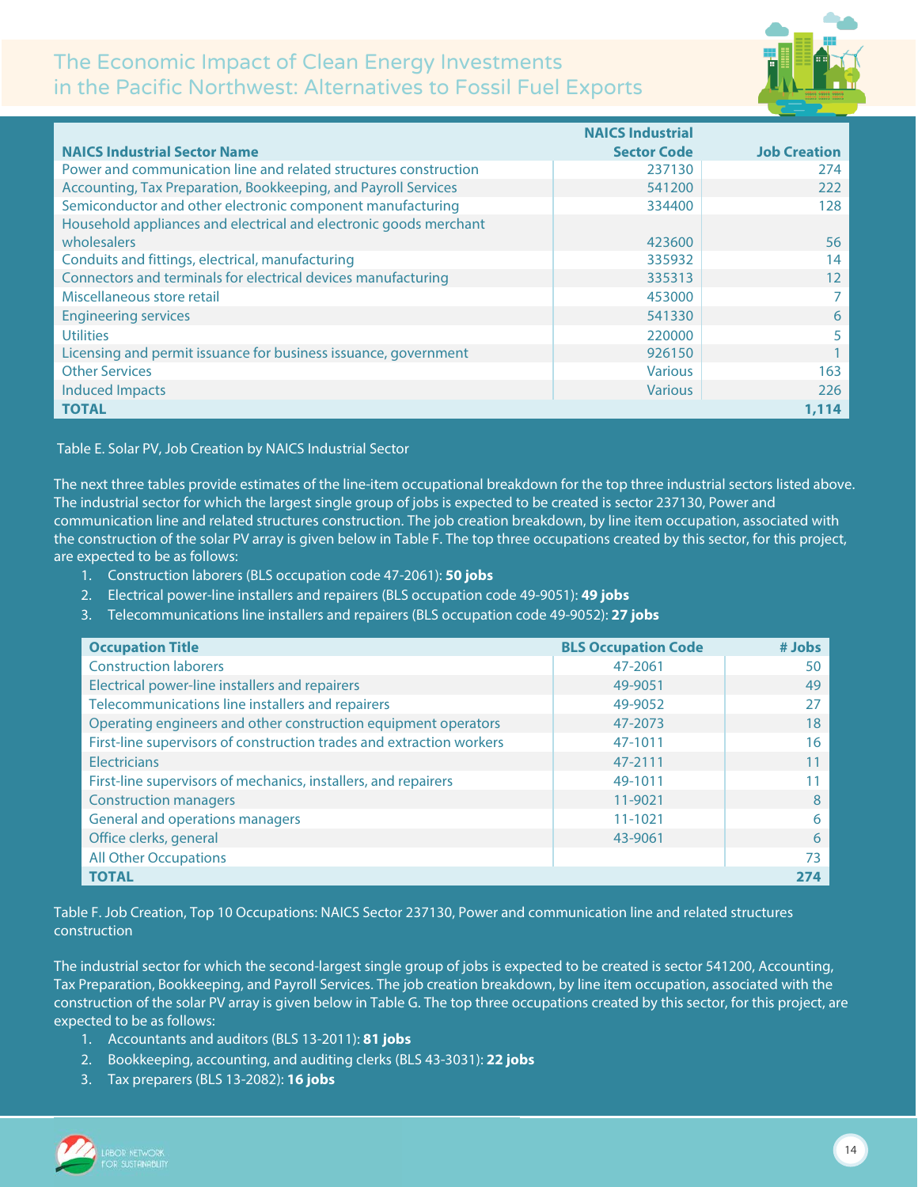| NAICS Industrial Sector Name | NAICS Industrial Sector Code | Job Creation |
|---|---|---|
| Power and communication line and related structures construction | 237130 | 274 |
| Accounting, Tax Preparation, Bookkeeping, and Payroll Services | 541200 | 222 |
| Semiconductor and other electronic component manufacturing | 334400 | 128 |
| Household appliances and electrical and electronic goods merchant wholesalers | 423600 | 56 |
| Conduits and fittings, electrical, manufacturing | 335932 | 14 |
| Connectors and terminals for electrical devices manufacturing | 335313 | 12 |
| Miscellaneous store retail | 453000 | 7 |
| Engineering services | 541330 | 6 |
| Utilities | 220000 | 5 |
| Licensing and permit issuance for business issuance, government | 926150 | 1 |
| Other Services | Various | 163 |
| Induced Impacts | Various | 226 |
| **TOTAL** | | **1,114** |

Table E. Solar PV, Job Creation by NAICS Industrial Sector

The next three tables provide estimates of the line-item occupational breakdown for the top three industrial sectors listed above. The industrial sector for which the largest single group of jobs is expected to be created is sector 237130, Power and communication line and related structures construction. The job creation breakdown, by line item occupation, associated with the construction of the solar PV array is given below in Table F. The top three occupations created by this sector, for this project, are expected to be as follows:

1. Construction laborers (BLS occupation code 47-2061): **50 jobs**
2. Electrical power-line installers and repairers (BLS occupation code 49-9051): **49 jobs**
3. Telecommunications line installers and repairers (BLS occupation code 49-9052): **27 jobs**

| Occupation Title | BLS Occupation Code | # Jobs |
|---|---|---|
| Construction laborers | 47-2061 | 50 |
| Electrical power-line installers and repairers | 49-9051 | 49 |
| Telecommunications line installers and repairers | 49-9052 | 27 |
| Operating engineers and other construction equipment operators | 47-2073 | 18 |
| First-line supervisors of construction trades and extraction workers | 47-1011 | 16 |
| Electricians | 47-2111 | 11 |
| First-line supervisors of mechanics, installers, and repairers | 49-1011 | 11 |
| Construction managers | 11-9021 | 8 |
| General and operations managers | 11-1021 | 6 |
| Office clerks, general | 43-9061 | 6 |
| All Other Occupations | | 73 |
| **TOTAL** | | **274** |

Table F. Job Creation, Top 10 Occupations: NAICS Sector 237130, Power and communication line and related structures construction

The industrial sector for which the second-largest single group of jobs is expected to be created is sector 541200, Accounting, Tax Preparation, Bookkeeping, and Payroll Services. The job creation breakdown, by line item occupation, associated with the construction of the solar PV array is given below in Table G. The top three occupations created by this sector, for this project, are expected to be as follows:

1. Accountants and auditors (BLS 13-2011): **81 jobs**
2. Bookkeeping, accounting, and auditing clerks (BLS 43-3031): **22 jobs**
3. Tax preparers (BLS 13-2082): **16 jobs**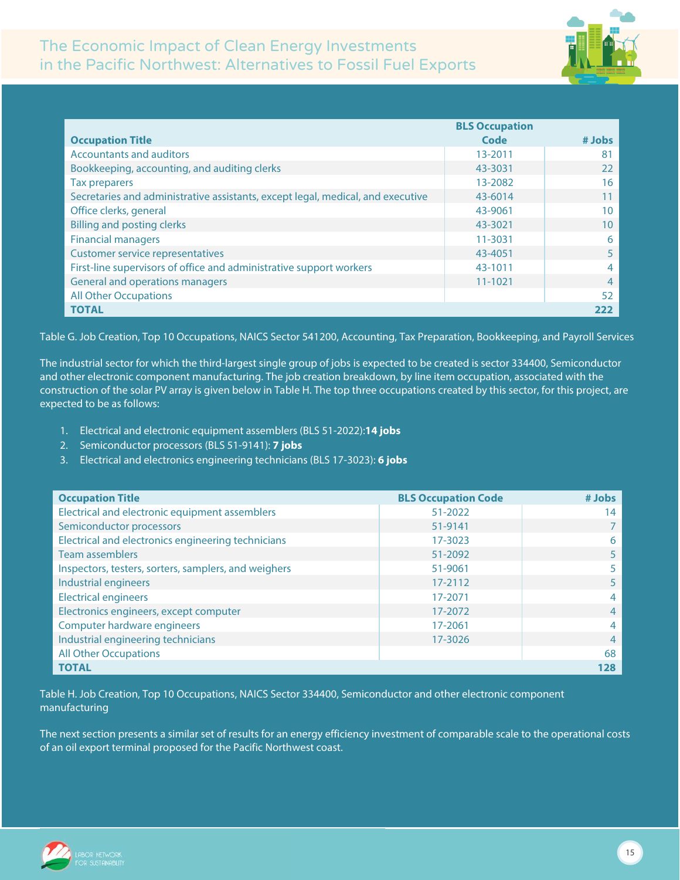| Occupation Title | BLS Occupation Code | # Jobs |
|---|---|---|
| Accountants and auditors | 13-2011 | 81 |
| Bookkeeping, accounting, and auditing clerks | 43-3031 | 22 |
| Tax preparers | 13-2082 | 16 |
| Secretaries and administrative assistants, except legal, medical, and executive | 43-6014 | 11 |
| Office clerks, general | 43-9061 | 10 |
| Billing and posting clerks | 43-3021 | 10 |
| Financial managers | 11-3031 | 6 |
| Customer service representatives | 43-4051 | 5 |
| First-line supervisors of office and administrative support workers | 43-1011 | 4 |
| General and operations managers | 11-1021 | 4 |
| All Other Occupations | | 52 |
| **TOTAL** | | **222** |

Table G. Job Creation, Top 10 Occupations, NAICS Sector 541200, Accounting, Tax Preparation, Bookkeeping, and Payroll Services

The industrial sector for which the third-largest single group of jobs is expected to be created is sector 334400, Semiconductor and other electronic component manufacturing. The job creation breakdown, by line item occupation, associated with the construction of the solar PV array is given below in Table H. The top three occupations created by this sector, for this project, are expected to be as follows:

1. Electrical and electronic equipment assemblers (BLS 51-2022):**14 jobs**
2. Semiconductor processors (BLS 51-9141): **7 jobs**
3. Electrical and electronics engineering technicians (BLS 17-3023): **6 jobs**

| Occupation Title | BLS Occupation Code | # Jobs |
|---|---|---|
| Electrical and electronic equipment assemblers | 51-2022 | 14 |
| Semiconductor processors | 51-9141 | 7 |
| Electrical and electronics engineering technicians | 17-3023 | 6 |
| Team assemblers | 51-2092 | 5 |
| Inspectors, testers, sorters, samplers, and weighers | 51-9061 | 5 |
| Industrial engineers | 17-2112 | 5 |
| Electrical engineers | 17-2071 | 4 |
| Electronics engineers, except computer | 17-2072 | 4 |
| Computer hardware engineers | 17-2061 | 4 |
| Industrial engineering technicians | 17-3026 | 4 |
| All Other Occupations | | 68 |
| **TOTAL** | | **128** |

Table H. Job Creation, Top 10 Occupations, NAICS Sector 334400, Semiconductor and other electronic component manufacturing

The next section presents a similar set of results for an energy efficiency investment of comparable scale to the operational costs of an oil export terminal proposed for the Pacific Northwest coast.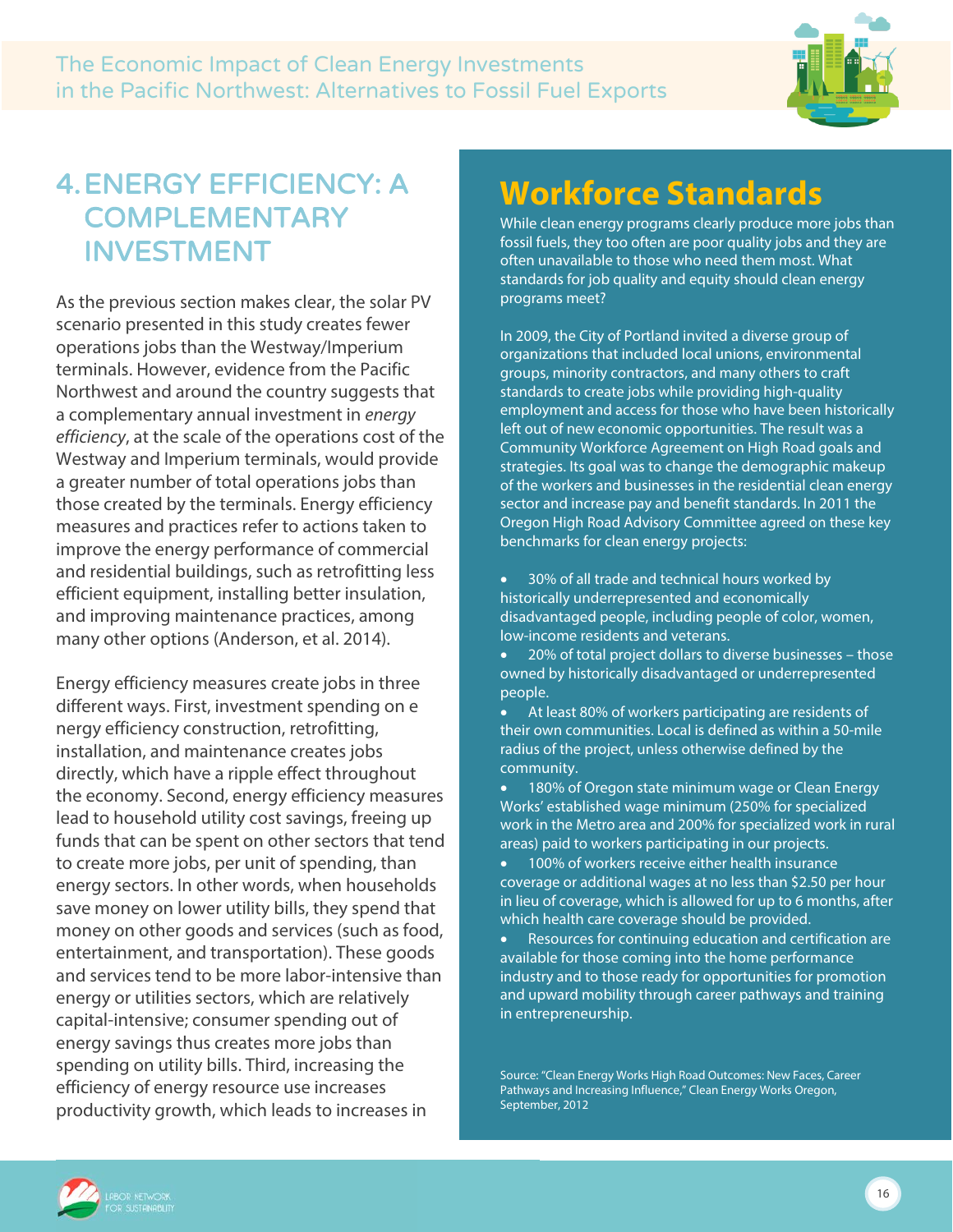## 4. ENERGY EFFICIENCY: A COMPLEMENTARY INVESTMENT

As the previous section makes clear, the solar PV scenario presented in this study creates fewer operations jobs than the Westway/Imperium terminals. However, evidence from the Pacific Northwest and around the country suggests that a complementary annual investment in *energy efficiency*, at the scale of the operations cost of the Westway and Imperium terminals, would provide a greater number of total operations jobs than those created by the terminals. Energy efficiency measures and practices refer to actions taken to improve the energy performance of commercial and residential buildings, such as retrofitting less efficient equipment, installing better insulation, and improving maintenance practices, among many other options (Anderson, et al. 2014).

Energy efficiency measures create jobs in three different ways. First, investment spending on e nergy efficiency construction, retrofitting, installation, and maintenance creates jobs directly, which have a ripple effect throughout the economy. Second, energy efficiency measures lead to household utility cost savings, freeing up funds that can be spent on other sectors that tend to create more jobs, per unit of spending, than energy sectors. In other words, when households save money on lower utility bills, they spend that money on other goods and services (such as food, entertainment, and transportation). These goods and services tend to be more labor-intensive than energy or utilities sectors, which are relatively capital-intensive; consumer spending out of energy savings thus creates more jobs than spending on utility bills. Third, increasing the efficiency of energy resource use increases productivity growth, which leads to increases in

## Workforce Standards

While clean energy programs clearly produce more jobs than fossil fuels, they too often are poor quality jobs and they are often unavailable to those who need them most. What standards for job quality and equity should clean energy programs meet?

In 2009, the City of Portland invited a diverse group of organizations that included local unions, environmental groups, minority contractors, and many others to craft standards to create jobs while providing high-quality employment and access for those who have been historically left out of new economic opportunities. The result was a Community Workforce Agreement on High Road goals and strategies. Its goal was to change the demographic makeup of the workers and businesses in the residential clean energy sector and increase pay and benefit standards. In 2011 the Oregon High Road Advisory Committee agreed on these key benchmarks for clean energy projects:

- 30% of all trade and technical hours worked by historically underrepresented and economically disadvantaged people, including people of color, women, low-income residents and veterans.
- 20% of total project dollars to diverse businesses – those owned by historically disadvantaged or underrepresented people.
- At least 80% of workers participating are residents of their own communities. Local is defined as within a 50-mile radius of the project, unless otherwise defined by the community.
- 180% of Oregon state minimum wage or Clean Energy Works' established wage minimum (250% for specialized work in the Metro area and 200% for specialized work in rural areas) paid to workers participating in our projects.
- 100% of workers receive either health insurance coverage or additional wages at no less than $2.50 per hour in lieu of coverage, which is allowed for up to 6 months, after which health care coverage should be provided.
- Resources for continuing education and certification are available for those coming into the home performance industry and to those ready for opportunities for promotion and upward mobility through career pathways and training in entrepreneurship.

Source: "Clean Energy Works High Road Outcomes: New Faces, Career Pathways and Increasing Influence," Clean Energy Works Oregon, September, 2012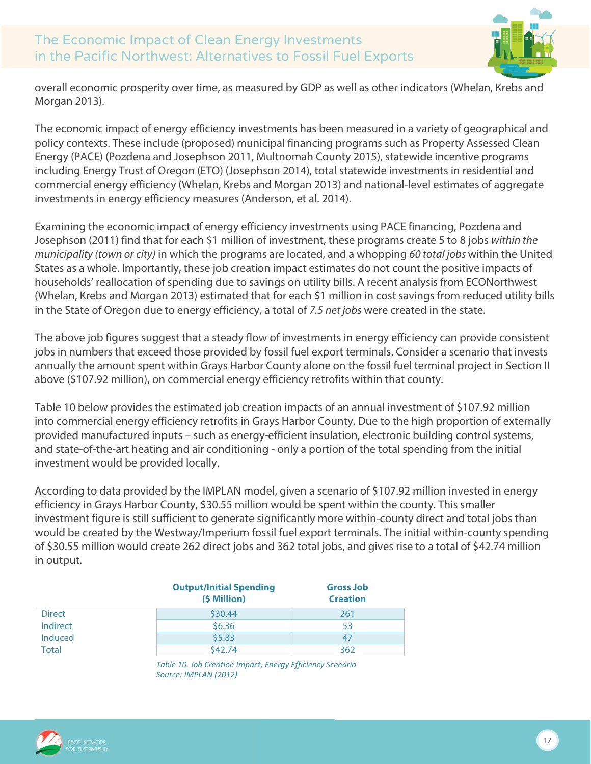overall economic prosperity over time, as measured by GDP as well as other indicators (Whelan, Krebs and Morgan 2013).

The economic impact of energy efficiency investments has been measured in a variety of geographical and policy contexts. These include (proposed) municipal financing programs such as Property Assessed Clean Energy (PACE) (Pozdena and Josephson 2011, Multnomah County 2015), statewide incentive programs including Energy Trust of Oregon (ETO) (Josephson 2014), total statewide investments in residential and commercial energy efficiency (Whelan, Krebs and Morgan 2013) and national-level estimates of aggregate investments in energy efficiency measures (Anderson, et al. 2014).

Examining the economic impact of energy efficiency investments using PACE financing, Pozdena and Josephson (2011) find that for each $1 million of investment, these programs create 5 to 8 jobs *within the municipality (town or city)* in which the programs are located, and a whopping *60 total jobs* within the United States as a whole. Importantly, these job creation impact estimates do not count the positive impacts of households' reallocation of spending due to savings on utility bills. A recent analysis from ECONorthwest (Whelan, Krebs and Morgan 2013) estimated that for each $1 million in cost savings from reduced utility bills in the State of Oregon due to energy efficiency, a total of *7.5 net jobs* were created in the state.

The above job figures suggest that a steady flow of investments in energy efficiency can provide consistent jobs in numbers that exceed those provided by fossil fuel export terminals. Consider a scenario that invests annually the amount spent within Grays Harbor County alone on the fossil fuel terminal project in Section II above ($107.92 million), on commercial energy efficiency retrofits within that county.

Table 10 below provides the estimated job creation impacts of an annual investment of $107.92 million into commercial energy efficiency retrofits in Grays Harbor County. Due to the high proportion of externally provided manufactured inputs – such as energy-efficient insulation, electronic building control systems, and state-of-the-art heating and air conditioning - only a portion of the total spending from the initial investment would be provided locally.

According to data provided by the IMPLAN model, given a scenario of $107.92 million invested in energy efficiency in Grays Harbor County, $30.55 million would be spent within the county. This smaller investment figure is still sufficient to generate significantly more within-county direct and total jobs than would be created by the Westway/Imperium fossil fuel export terminals. The initial within-county spending of $30.55 million would create 262 direct jobs and 362 total jobs, and gives rise to a total of $42.74 million in output.

| | Output/Initial Spending ($ Million) | Gross Job Creation |
|---|---|---|
| Direct | $30.44 | 261 |
| Indirect | $6.36 | 53 |
| Induced | $5.83 | 47 |
| Total | $42.74 | 362 |

*Table 10. Job Creation Impact, Energy Efficiency Scenario*
*Source: IMPLAN (2012)*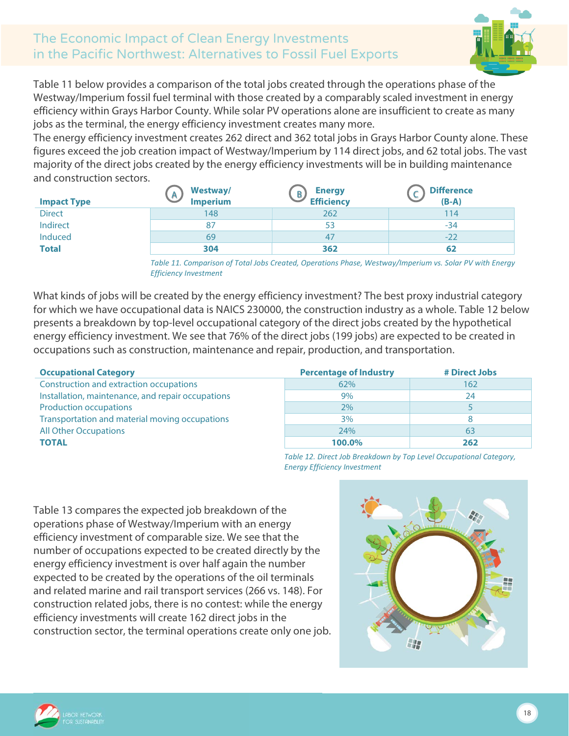Table 11 below provides a comparison of the total jobs created through the operations phase of the Westway/Imperium fossil fuel terminal with those created by a comparably scaled investment in energy efficiency within Grays Harbor County. While solar PV operations alone are insufficient to create as many jobs as the terminal, the energy efficiency investment creates many more.

The energy efficiency investment creates 262 direct and 362 total jobs in Grays Harbor County alone. These figures exceed the job creation impact of Westway/Imperium by 114 direct jobs, and 62 total jobs. The vast majority of the direct jobs created by the energy efficiency investments will be in building maintenance and construction sectors.

| Impact Type | (A) Westway/ Imperium | (B) Energy Efficiency | (C) Difference (B-A) |
|---|---|---|---|
| Direct | 148 | 262 | 114 |
| Indirect | 87 | 53 | -34 |
| Induced | 69 | 47 | -22 |
| **Total** | **304** | **362** | **62** |

*Table 11. Comparison of Total Jobs Created, Operations Phase, Westway/Imperium vs. Solar PV with Energy Efficiency Investment*

What kinds of jobs will be created by the energy efficiency investment? The best proxy industrial category for which we have occupational data is NAICS 230000, the construction industry as a whole. Table 12 below presents a breakdown by top-level occupational category of the direct jobs created by the hypothetical energy efficiency investment. We see that 76% of the direct jobs (199 jobs) are expected to be created in occupations such as construction, maintenance and repair, production, and transportation.

| Occupational Category | Percentage of Industry | # Direct Jobs |
|---|---|---|
| Construction and extraction occupations | 62% | 162 |
| Installation, maintenance, and repair occupations | 9% | 24 |
| Production occupations | 2% | 5 |
| Transportation and material moving occupations | 3% | 8 |
| All Other Occupations | 24% | 63 |
| **TOTAL** | **100.0%** | **262** |

*Table 12. Direct Job Breakdown by Top Level Occupational Category, Energy Efficiency Investment*

Table 13 compares the expected job breakdown of the operations phase of Westway/Imperium with an energy efficiency investment of comparable size. We see that the number of occupations expected to be created directly by the energy efficiency investment is over half again the number expected to be created by the operations of the oil terminals and related marine and rail transport services (266 vs. 148). For construction related jobs, there is no contest: while the energy efficiency investments will create 162 direct jobs in the construction sector, the terminal operations create only one job.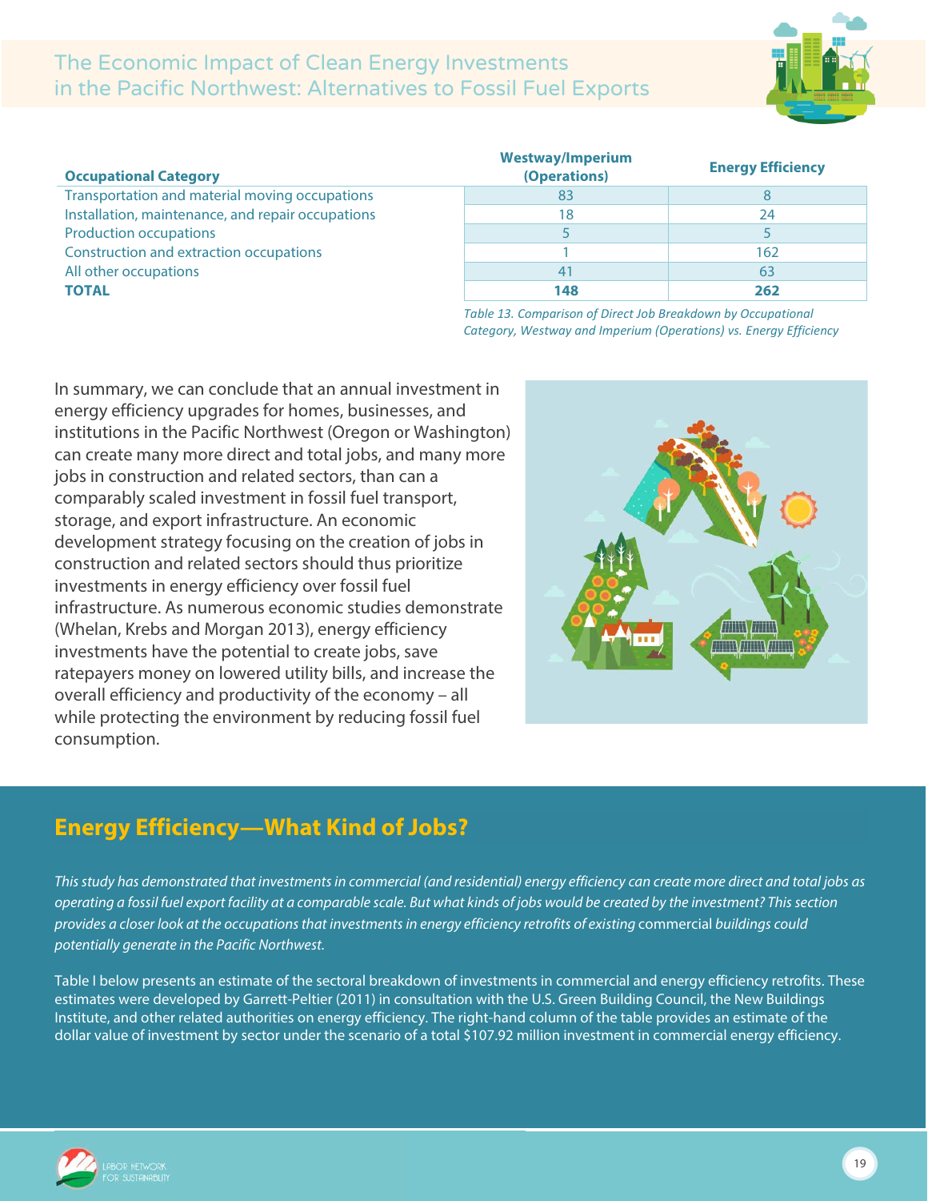| Occupational Category | Westway/Imperium (Operations) | Energy Efficiency |
|---|---|---|
| Transportation and material moving occupations | 83 | 8 |
| Installation, maintenance, and repair occupations | 18 | 24 |
| Production occupations | 5 | 5 |
| Construction and extraction occupations | 1 | 162 |
| All other occupations | 41 | 63 |
| **TOTAL** | **148** | **262** |

*Table 13. Comparison of Direct Job Breakdown by Occupational Category, Westway and Imperium (Operations) vs. Energy Efficiency*

In summary, we can conclude that an annual investment in energy efficiency upgrades for homes, businesses, and institutions in the Pacific Northwest (Oregon or Washington) can create many more direct and total jobs, and many more jobs in construction and related sectors, than can a comparably scaled investment in fossil fuel transport, storage, and export infrastructure. An economic development strategy focusing on the creation of jobs in construction and related sectors should thus prioritize investments in energy efficiency over fossil fuel infrastructure. As numerous economic studies demonstrate (Whelan, Krebs and Morgan 2013), energy efficiency investments have the potential to create jobs, save ratepayers money on lowered utility bills, and increase the overall efficiency and productivity of the economy – all while protecting the environment by reducing fossil fuel consumption.

## Energy Efficiency—What Kind of Jobs?

*This study has demonstrated that investments in commercial (and residential) energy efficiency can create more direct and total jobs as operating a fossil fuel export facility at a comparable scale. But what kinds of jobs would be created by the investment? This section provides a closer look at the occupations that investments in energy efficiency retrofits of existing* commercial *buildings could potentially generate in the Pacific Northwest.*

Table I below presents an estimate of the sectoral breakdown of investments in commercial and energy efficiency retrofits. These estimates were developed by Garrett-Peltier (2011) in consultation with the U.S. Green Building Council, the New Buildings Institute, and other related authorities on energy efficiency. The right-hand column of the table provides an estimate of the dollar value of investment by sector under the scenario of a total $107.92 million investment in commercial energy efficiency.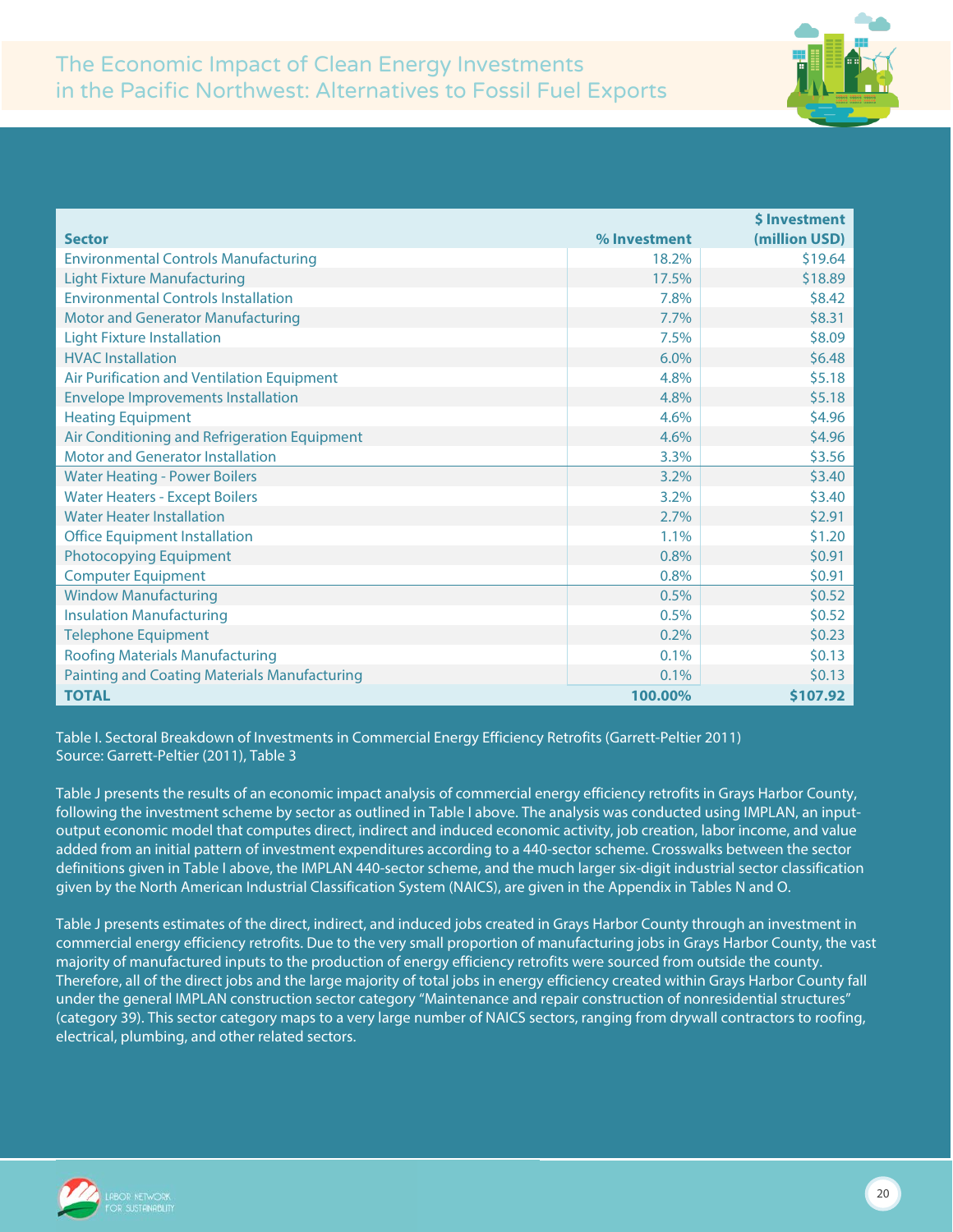| Sector | % Investment | $ Investment (million USD) |
|---|---|---|
| Environmental Controls Manufacturing | 18.2% | $19.64 |
| Light Fixture Manufacturing | 17.5% | $18.89 |
| Environmental Controls Installation | 7.8% | $8.42 |
| Motor and Generator Manufacturing | 7.7% | $8.31 |
| Light Fixture Installation | 7.5% | $8.09 |
| HVAC Installation | 6.0% | $6.48 |
| Air Purification and Ventilation Equipment | 4.8% | $5.18 |
| Envelope Improvements Installation | 4.8% | $5.18 |
| Heating Equipment | 4.6% | $4.96 |
| Air Conditioning and Refrigeration Equipment | 4.6% | $4.96 |
| Motor and Generator Installation | 3.3% | $3.56 |
| Water Heating - Power Boilers | 3.2% | $3.40 |
| Water Heaters - Except Boilers | 3.2% | $3.40 |
| Water Heater Installation | 2.7% | $2.91 |
| Office Equipment Installation | 1.1% | $1.20 |
| Photocopying Equipment | 0.8% | $0.91 |
| Computer Equipment | 0.8% | $0.91 |
| Window Manufacturing | 0.5% | $0.52 |
| Insulation Manufacturing | 0.5% | $0.52 |
| Telephone Equipment | 0.2% | $0.23 |
| Roofing Materials Manufacturing | 0.1% | $0.13 |
| Painting and Coating Materials Manufacturing | 0.1% | $0.13 |
| **TOTAL** | **100.00%** | **$107.92** |

Table I. Sectoral Breakdown of Investments in Commercial Energy Efficiency Retrofits (Garrett-Peltier 2011)
Source: Garrett-Peltier (2011), Table 3

Table J presents the results of an economic impact analysis of commercial energy efficiency retrofits in Grays Harbor County, following the investment scheme by sector as outlined in Table I above. The analysis was conducted using IMPLAN, an input-output economic model that computes direct, indirect and induced economic activity, job creation, labor income, and value added from an initial pattern of investment expenditures according to a 440-sector scheme. Crosswalks between the sector definitions given in Table I above, the IMPLAN 440-sector scheme, and the much larger six-digit industrial sector classification given by the North American Industrial Classification System (NAICS), are given in the Appendix in Tables N and O.

Table J presents estimates of the direct, indirect, and induced jobs created in Grays Harbor County through an investment in commercial energy efficiency retrofits. Due to the very small proportion of manufacturing jobs in Grays Harbor County, the vast majority of manufactured inputs to the production of energy efficiency retrofits were sourced from outside the county. Therefore, all of the direct jobs and the large majority of total jobs in energy efficiency created within Grays Harbor County fall under the general IMPLAN construction sector category "Maintenance and repair construction of nonresidential structures" (category 39). This sector category maps to a very large number of NAICS sectors, ranging from drywall contractors to roofing, electrical, plumbing, and other related sectors.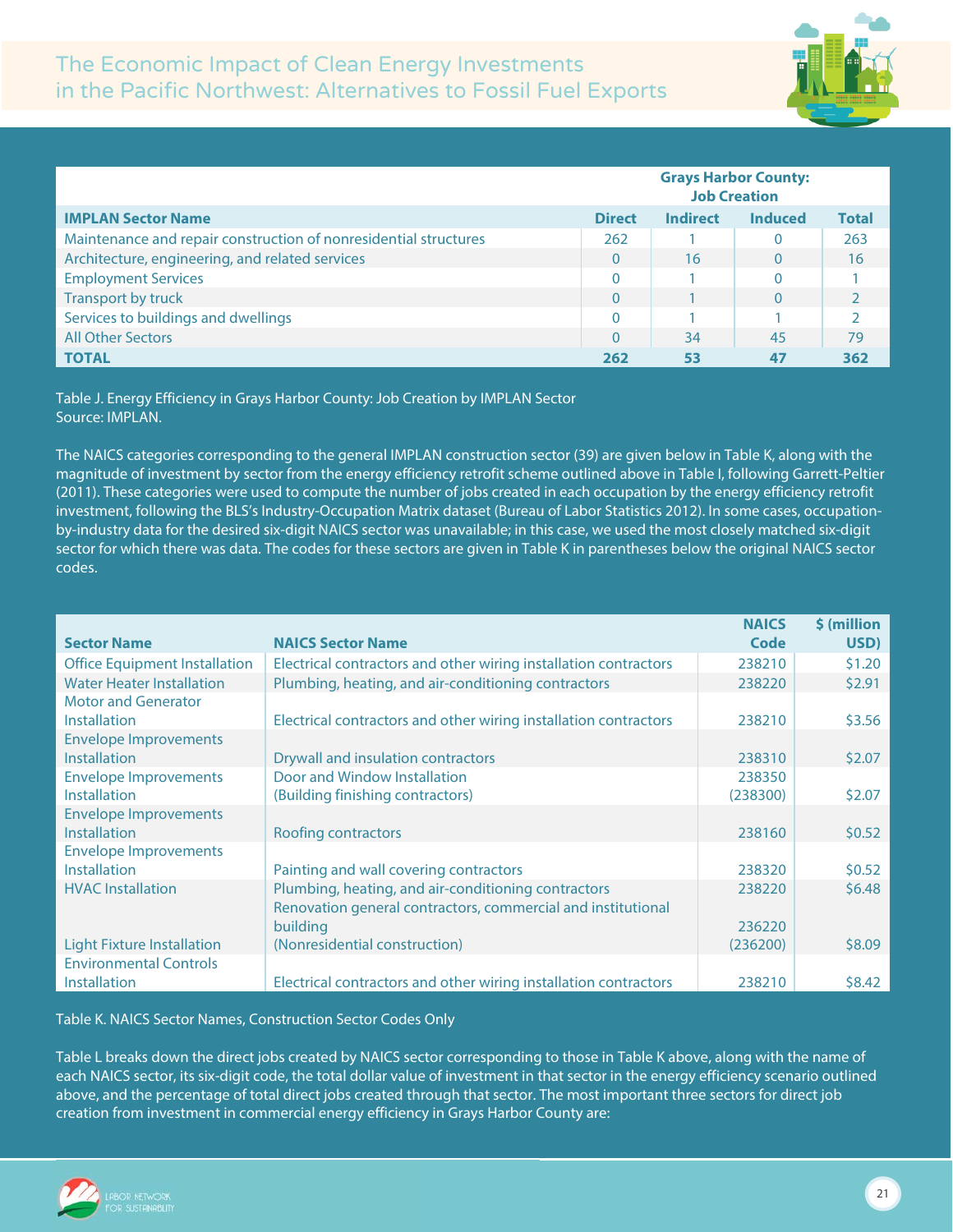| IMPLAN Sector Name | Grays Harbor County: Job Creation | | | |
|---|---|---|---|---|
| | Direct | Indirect | Induced | Total |
| Maintenance and repair construction of nonresidential structures | 262 | 1 | 0 | 263 |
| Architecture, engineering, and related services | 0 | 16 | 0 | 16 |
| Employment Services | 0 | 1 | 0 | 1 |
| Transport by truck | 0 | 1 | 0 | 2 |
| Services to buildings and dwellings | 0 | 1 | 1 | 2 |
| All Other Sectors | 0 | 34 | 45 | 79 |
| **TOTAL** | **262** | **53** | **47** | **362** |

Table J. Energy Efficiency in Grays Harbor County: Job Creation by IMPLAN Sector
Source: IMPLAN.

The NAICS categories corresponding to the general IMPLAN construction sector (39) are given below in Table K, along with the magnitude of investment by sector from the energy efficiency retrofit scheme outlined above in Table I, following Garrett-Peltier (2011). These categories were used to compute the number of jobs created in each occupation by the energy efficiency retrofit investment, following the BLS's Industry-Occupation Matrix dataset (Bureau of Labor Statistics 2012). In some cases, occupation-by-industry data for the desired six-digit NAICS sector was unavailable; in this case, we used the most closely matched six-digit sector for which there was data. The codes for these sectors are given in Table K in parentheses below the original NAICS sector codes.

| Sector Name | NAICS Sector Name | NAICS Code | $ (million USD) |
|---|---|---|---|
| Office Equipment Installation | Electrical contractors and other wiring installation contractors | 238210 | $1.20 |
| Water Heater Installation | Plumbing, heating, and air-conditioning contractors | 238220 | $2.91 |
| Motor and Generator Installation | Electrical contractors and other wiring installation contractors | 238210 | $3.56 |
| Envelope Improvements Installation | Drywall and insulation contractors | 238310 | $2.07 |
| Envelope Improvements Installation | Door and Window Installation (Building finishing contractors) | 238350 (238300) | $2.07 |
| Envelope Improvements Installation | Roofing contractors | 238160 | $0.52 |
| Envelope Improvements Installation | Painting and wall covering contractors | 238320 | $0.52 |
| HVAC Installation | Plumbing, heating, and air-conditioning contractors | 238220 | $6.48 |
| Light Fixture Installation | Renovation general contractors, commercial and institutional building (Nonresidential construction) | 236220 (236200) | $8.09 |
| Environmental Controls Installation | Electrical contractors and other wiring installation contractors | 238210 | $8.42 |

Table K. NAICS Sector Names, Construction Sector Codes Only

Table L breaks down the direct jobs created by NAICS sector corresponding to those in Table K above, along with the name of each NAICS sector, its six-digit code, the total dollar value of investment in that sector in the energy efficiency scenario outlined above, and the percentage of total direct jobs created through that sector. The most important three sectors for direct job creation from investment in commercial energy efficiency in Grays Harbor County are: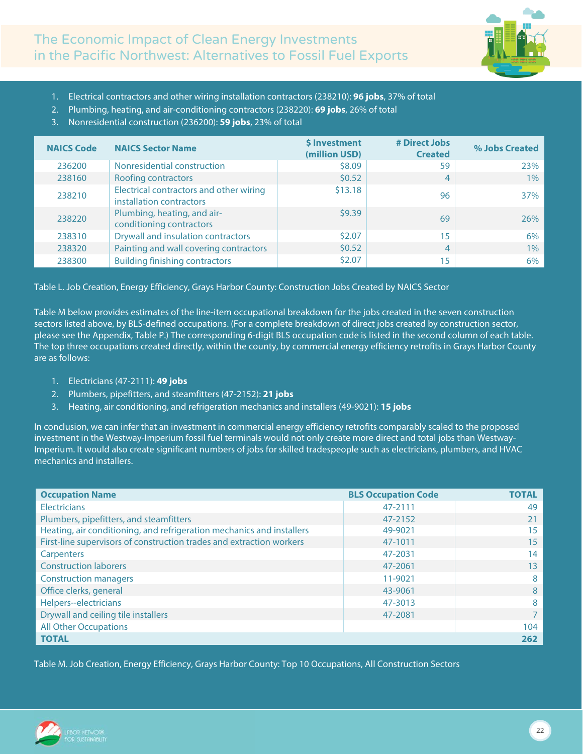1. Electrical contractors and other wiring installation contractors (238210): **96 jobs**, 37% of total
2. Plumbing, heating, and air-conditioning contractors (238220): **69 jobs**, 26% of total
3. Nonresidential construction (236200): **59 jobs**, 23% of total

| NAICS Code | NAICS Sector Name | $ Investment (million USD) | # Direct Jobs Created | % Jobs Created |
|---|---|---|---|---|
| 236200 | Nonresidential construction | $8.09 | 59 | 23% |
| 238160 | Roofing contractors | $0.52 | 4 | 1% |
| 238210 | Electrical contractors and other wiring installation contractors | $13.18 | 96 | 37% |
| 238220 | Plumbing, heating, and air-conditioning contractors | $9.39 | 69 | 26% |
| 238310 | Drywall and insulation contractors | $2.07 | 15 | 6% |
| 238320 | Painting and wall covering contractors | $0.52 | 4 | 1% |
| 238300 | Building finishing contractors | $2.07 | 15 | 6% |

Table L. Job Creation, Energy Efficiency, Grays Harbor County: Construction Jobs Created by NAICS Sector

Table M below provides estimates of the line-item occupational breakdown for the jobs created in the seven construction sectors listed above, by BLS-defined occupations. (For a complete breakdown of direct jobs created by construction sector, please see the Appendix, Table P.) The corresponding 6-digit BLS occupation code is listed in the second column of each table. The top three occupations created directly, within the county, by commercial energy efficiency retrofits in Grays Harbor County are as follows:

1. Electricians (47-2111): **49 jobs**
2. Plumbers, pipefitters, and steamfitters (47-2152): **21 jobs**
3. Heating, air conditioning, and refrigeration mechanics and installers (49-9021): **15 jobs**

In conclusion, we can infer that an investment in commercial energy efficiency retrofits comparably scaled to the proposed investment in the Westway-Imperium fossil fuel terminals would not only create more direct and total jobs than Westway-Imperium. It would also create significant numbers of jobs for skilled tradespeople such as electricians, plumbers, and HVAC mechanics and installers.

| Occupation Name | BLS Occupation Code | TOTAL |
|---|---|---|
| Electricians | 47-2111 | 49 |
| Plumbers, pipefitters, and steamfitters | 47-2152 | 21 |
| Heating, air conditioning, and refrigeration mechanics and installers | 49-9021 | 15 |
| First-line supervisors of construction trades and extraction workers | 47-1011 | 15 |
| Carpenters | 47-2031 | 14 |
| Construction laborers | 47-2061 | 13 |
| Construction managers | 11-9021 | 8 |
| Office clerks, general | 43-9061 | 8 |
| Helpers--electricians | 47-3013 | 8 |
| Drywall and ceiling tile installers | 47-2081 | 7 |
| All Other Occupations | | 104 |
| **TOTAL** | | **262** |

Table M. Job Creation, Energy Efficiency, Grays Harbor County: Top 10 Occupations, All Construction Sectors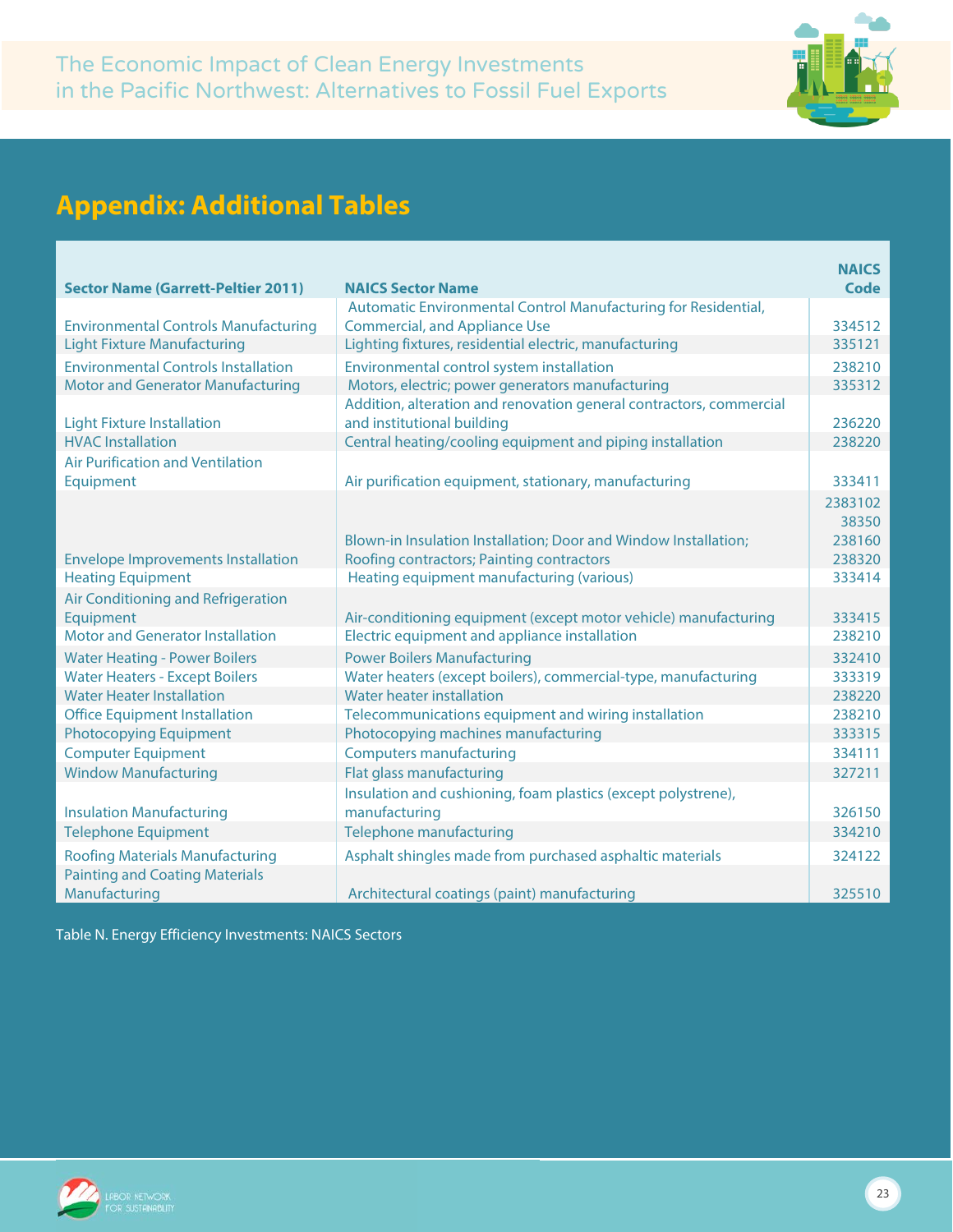## Appendix: Additional Tables

| Sector Name (Garrett-Peltier 2011) | NAICS Sector Name | NAICS Code |
|---|---|---|
| Environmental Controls Manufacturing | Automatic Environmental Control Manufacturing for Residential, Commercial, and Appliance Use | 334512 |
| Light Fixture Manufacturing | Lighting fixtures, residential electric, manufacturing | 335121 |
| Environmental Controls Installation | Environmental control system installation | 238210 |
| Motor and Generator Manufacturing | Motors, electric; power generators manufacturing | 335312 |
| Light Fixture Installation | Addition, alteration and renovation general contractors, commercial and institutional building | 236220 |
| HVAC Installation | Central heating/cooling equipment and piping installation | 238220 |
| Air Purification and Ventilation Equipment | Air purification equipment, stationary, manufacturing | 333411 |
| Envelope Improvements Installation | Blown-in Insulation Installation; Door and Window Installation; Roofing contractors; Painting contractors | 2383102 38350 238160 238320 |
| Heating Equipment | Heating equipment manufacturing (various) | 333414 |
| Air Conditioning and Refrigeration Equipment | Air-conditioning equipment (except motor vehicle) manufacturing | 333415 |
| Motor and Generator Installation | Electric equipment and appliance installation | 238210 |
| Water Heating - Power Boilers | Power Boilers Manufacturing | 332410 |
| Water Heaters - Except Boilers | Water heaters (except boilers), commercial-type, manufacturing | 333319 |
| Water Heater Installation | Water heater installation | 238220 |
| Office Equipment Installation | Telecommunications equipment and wiring installation | 238210 |
| Photocopying Equipment | Photocopying machines manufacturing | 333315 |
| Computer Equipment | Computers manufacturing | 334111 |
| Window Manufacturing | Flat glass manufacturing | 327211 |
| Insulation Manufacturing | Insulation and cushioning, foam plastics (except polystrene), manufacturing | 326150 |
| Telephone Equipment | Telephone manufacturing | 334210 |
| Roofing Materials Manufacturing | Asphalt shingles made from purchased asphaltic materials | 324122 |
| Painting and Coating Materials Manufacturing | Architectural coatings (paint) manufacturing | 325510 |

Table N. Energy Efficiency Investments: NAICS Sectors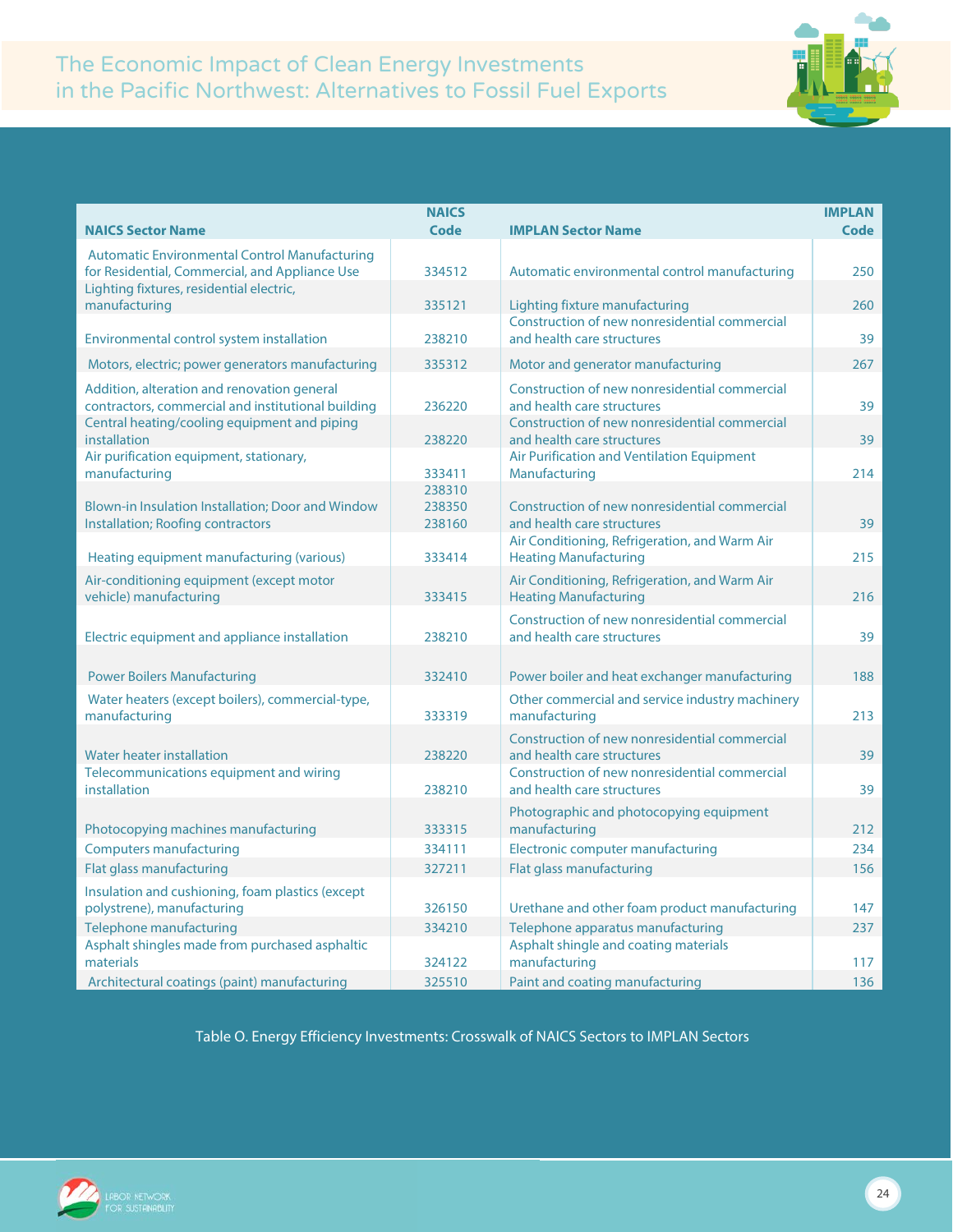| NAICS Sector Name | NAICS Code | IMPLAN Sector Name | IMPLAN Code |
|---|---|---|---|
| Automatic Environmental Control Manufacturing for Residential, Commercial, and Appliance Use | 334512 | Automatic environmental control manufacturing | 250 |
| Lighting fixtures, residential electric, manufacturing | 335121 | Lighting fixture manufacturing | 260 |
| Environmental control system installation | 238210 | Construction of new nonresidential commercial and health care structures | 39 |
| Motors, electric; power generators manufacturing | 335312 | Motor and generator manufacturing | 267 |
| Addition, alteration and renovation general contractors, commercial and institutional building | 236220 | Construction of new nonresidential commercial and health care structures | 39 |
| Central heating/cooling equipment and piping installation | 238220 | Construction of new nonresidential commercial and health care structures | 39 |
| Air purification equipment, stationary, manufacturing | 333411 | Air Purification and Ventilation Equipment Manufacturing | 214 |
| Blown-in Insulation Installation; Door and Window Installation; Roofing contractors | 238310 238350 238160 | Construction of new nonresidential commercial and health care structures | 39 |
| Heating equipment manufacturing (various) | 333414 | Air Conditioning, Refrigeration, and Warm Air Heating Manufacturing | 215 |
| Air-conditioning equipment (except motor vehicle) manufacturing | 333415 | Air Conditioning, Refrigeration, and Warm Air Heating Manufacturing | 216 |
| Electric equipment and appliance installation | 238210 | Construction of new nonresidential commercial and health care structures | 39 |
| Power Boilers Manufacturing | 332410 | Power boiler and heat exchanger manufacturing | 188 |
| Water heaters (except boilers), commercial-type, manufacturing | 333319 | Other commercial and service industry machinery manufacturing | 213 |
| Water heater installation | 238220 | Construction of new nonresidential commercial and health care structures | 39 |
| Telecommunications equipment and wiring installation | 238210 | Construction of new nonresidential commercial and health care structures | 39 |
| Photocopying machines manufacturing | 333315 | Photographic and photocopying equipment manufacturing | 212 |
| Computers manufacturing | 334111 | Electronic computer manufacturing | 234 |
| Flat glass manufacturing | 327211 | Flat glass manufacturing | 156 |
| Insulation and cushioning, foam plastics (except polystrene), manufacturing | 326150 | Urethane and other foam product manufacturing | 147 |
| Telephone manufacturing | 334210 | Telephone apparatus manufacturing | 237 |
| Asphalt shingles made from purchased asphaltic materials | 324122 | Asphalt shingle and coating materials manufacturing | 117 |
| Architectural coatings (paint) manufacturing | 325510 | Paint and coating manufacturing | 136 |

Table O. Energy Efficiency Investments: Crosswalk of NAICS Sectors to IMPLAN Sectors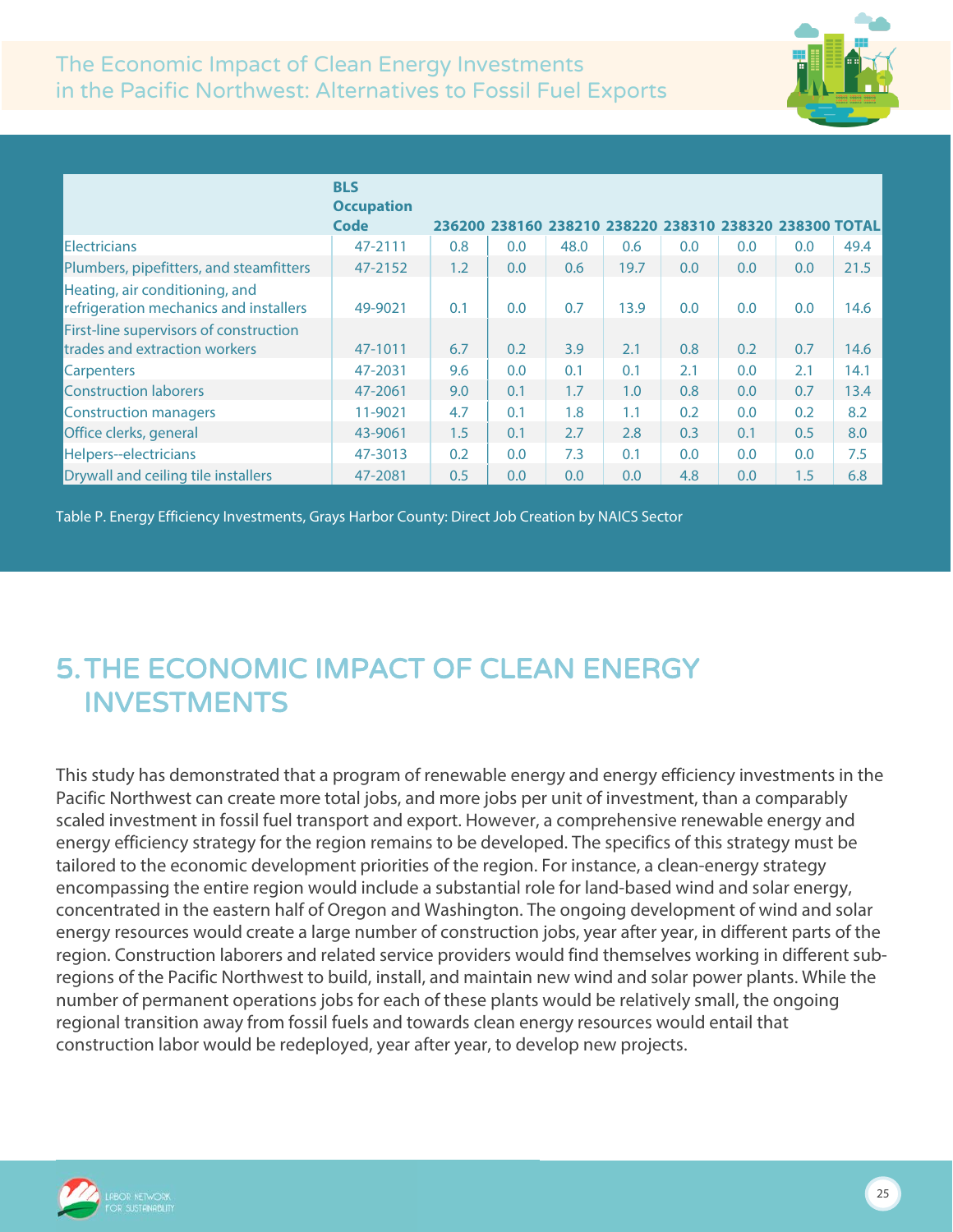| | BLS Occupation Code | 236200 | 238160 | 238210 | 238220 | 238310 | 238320 | 238300 | TOTAL |
|---|---|---|---|---|---|---|---|---|---|
| Electricians | 47-2111 | 0.8 | 0.0 | 48.0 | 0.6 | 0.0 | 0.0 | 0.0 | 49.4 |
| Plumbers, pipefitters, and steamfitters | 47-2152 | 1.2 | 0.0 | 0.6 | 19.7 | 0.0 | 0.0 | 0.0 | 21.5 |
| Heating, air conditioning, and refrigeration mechanics and installers | 49-9021 | 0.1 | 0.0 | 0.7 | 13.9 | 0.0 | 0.0 | 0.0 | 14.6 |
| First-line supervisors of construction trades and extraction workers | 47-1011 | 6.7 | 0.2 | 3.9 | 2.1 | 0.8 | 0.2 | 0.7 | 14.6 |
| Carpenters | 47-2031 | 9.6 | 0.0 | 0.1 | 0.1 | 2.1 | 0.0 | 2.1 | 14.1 |
| Construction laborers | 47-2061 | 9.0 | 0.1 | 1.7 | 1.0 | 0.8 | 0.0 | 0.7 | 13.4 |
| Construction managers | 11-9021 | 4.7 | 0.1 | 1.8 | 1.1 | 0.2 | 0.0 | 0.2 | 8.2 |
| Office clerks, general | 43-9061 | 1.5 | 0.1 | 2.7 | 2.8 | 0.3 | 0.1 | 0.5 | 8.0 |
| Helpers--electricians | 47-3013 | 0.2 | 0.0 | 7.3 | 0.1 | 0.0 | 0.0 | 0.0 | 7.5 |
| Drywall and ceiling tile installers | 47-2081 | 0.5 | 0.0 | 0.0 | 0.0 | 4.8 | 0.0 | 1.5 | 6.8 |

Table P. Energy Efficiency Investments, Grays Harbor County: Direct Job Creation by NAICS Sector

# 5. THE ECONOMIC IMPACT OF CLEAN ENERGY INVESTMENTS

This study has demonstrated that a program of renewable energy and energy efficiency investments in the Pacific Northwest can create more total jobs, and more jobs per unit of investment, than a comparably scaled investment in fossil fuel transport and export. However, a comprehensive renewable energy and energy efficiency strategy for the region remains to be developed. The specifics of this strategy must be tailored to the economic development priorities of the region. For instance, a clean-energy strategy encompassing the entire region would include a substantial role for land-based wind and solar energy, concentrated in the eastern half of Oregon and Washington. The ongoing development of wind and solar energy resources would create a large number of construction jobs, year after year, in different parts of the region. Construction laborers and related service providers would find themselves working in different sub-regions of the Pacific Northwest to build, install, and maintain new wind and solar power plants. While the number of permanent operations jobs for each of these plants would be relatively small, the ongoing regional transition away from fossil fuels and towards clean energy resources would entail that construction labor would be redeployed, year after year, to develop new projects.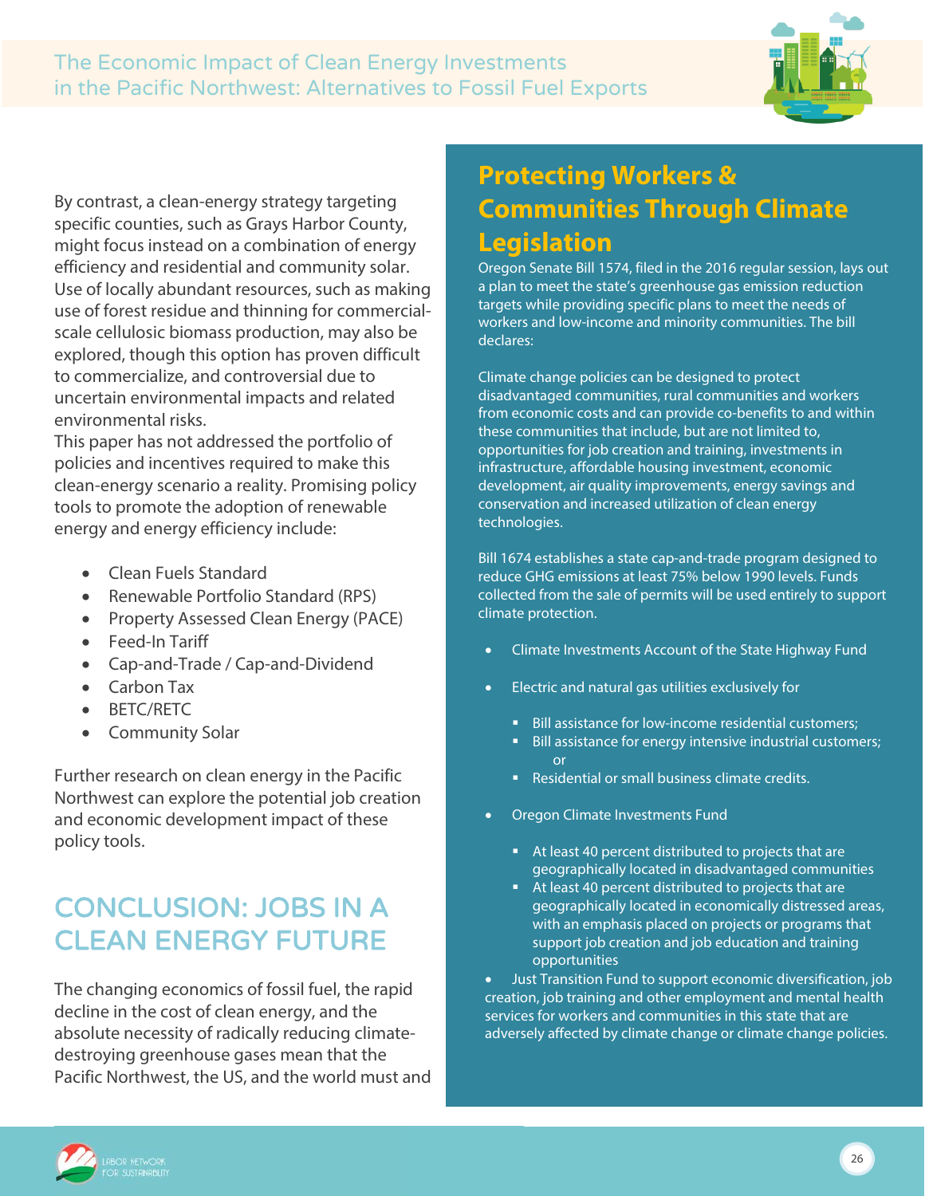By contrast, a clean-energy strategy targeting specific counties, such as Grays Harbor County, might focus instead on a combination of energy efficiency and residential and community solar. Use of locally abundant resources, such as making use of forest residue and thinning for commercial-scale cellulosic biomass production, may also be explored, though this option has proven difficult to commercialize, and controversial due to uncertain environmental impacts and related environmental risks.

This paper has not addressed the portfolio of policies and incentives required to make this clean-energy scenario a reality. Promising policy tools to promote the adoption of renewable energy and energy efficiency include:

- Clean Fuels Standard
- Renewable Portfolio Standard (RPS)
- Property Assessed Clean Energy (PACE)
- Feed-In Tariff
- Cap-and-Trade / Cap-and-Dividend
- Carbon Tax
- BETC/RETC
- Community Solar

Further research on clean energy in the Pacific Northwest can explore the potential job creation and economic development impact of these policy tools.

## Protecting Workers & Communities Through Climate Legislation

Oregon Senate Bill 1574, filed in the 2016 regular session, lays out a plan to meet the state's greenhouse gas emission reduction targets while providing specific plans to meet the needs of workers and low-income and minority communities. The bill declares:

Climate change policies can be designed to protect disadvantaged communities, rural communities and workers from economic costs and can provide co-benefits to and within these communities that include, but are not limited to, opportunities for job creation and training, investments in infrastructure, affordable housing investment, economic development, air quality improvements, energy savings and conservation and increased utilization of clean energy technologies.

Bill 1674 establishes a state cap-and-trade program designed to reduce GHG emissions at least 75% below 1990 levels. Funds collected from the sale of permits will be used entirely to support climate protection.

- Climate Investments Account of the State Highway Fund
- Electric and natural gas utilities exclusively for
  - Bill assistance for low-income residential customers;
  - Bill assistance for energy intensive industrial customers; or
  - Residential or small business climate credits.
- Oregon Climate Investments Fund
  - At least 40 percent distributed to projects that are geographically located in disadvantaged communities
  - At least 40 percent distributed to projects that are geographically located in economically distressed areas, with an emphasis placed on projects or programs that support job creation and job education and training opportunities
- Just Transition Fund to support economic diversification, job creation, job training and other employment and mental health services for workers and communities in this state that are adversely affected by climate change or climate change policies.

## CONCLUSION: JOBS IN A CLEAN ENERGY FUTURE

The changing economics of fossil fuel, the rapid decline in the cost of clean energy, and the absolute necessity of radically reducing climate-destroying greenhouse gases mean that the Pacific Northwest, the US, and the world must and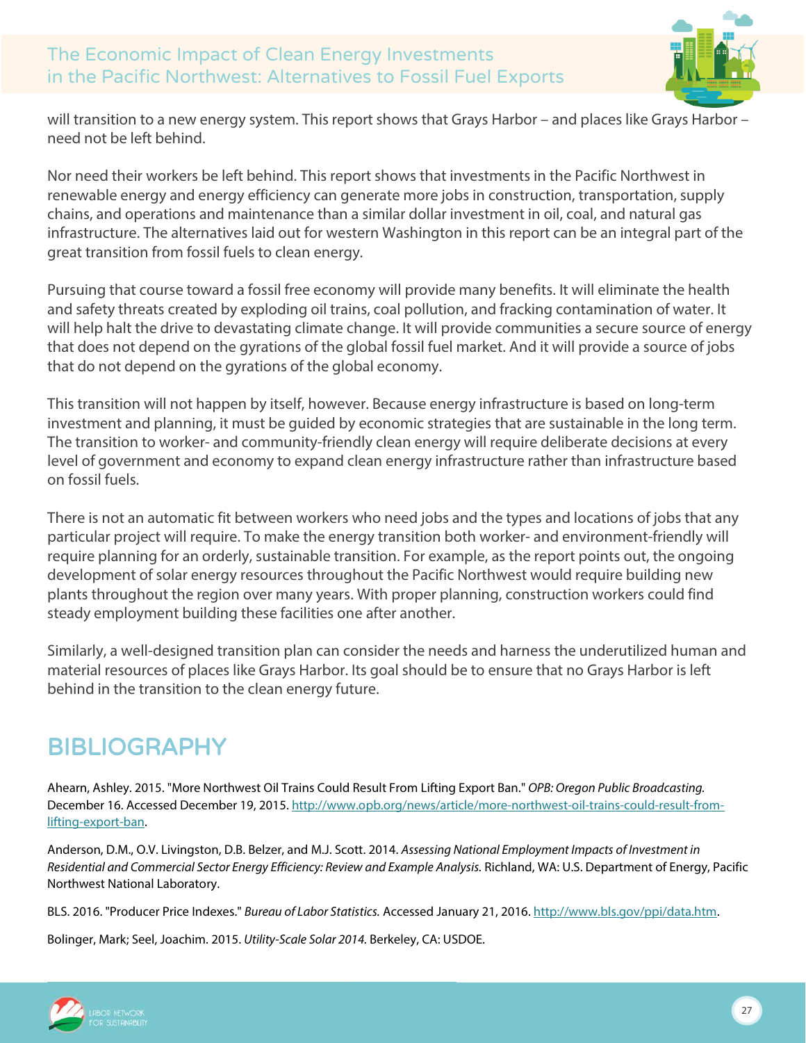will transition to a new energy system. This report shows that Grays Harbor – and places like Grays Harbor – need not be left behind.

Nor need their workers be left behind. This report shows that investments in the Pacific Northwest in renewable energy and energy efficiency can generate more jobs in construction, transportation, supply chains, and operations and maintenance than a similar dollar investment in oil, coal, and natural gas infrastructure. The alternatives laid out for western Washington in this report can be an integral part of the great transition from fossil fuels to clean energy.

Pursuing that course toward a fossil free economy will provide many benefits. It will eliminate the health and safety threats created by exploding oil trains, coal pollution, and fracking contamination of water. It will help halt the drive to devastating climate change. It will provide communities a secure source of energy that does not depend on the gyrations of the global fossil fuel market. And it will provide a source of jobs that do not depend on the gyrations of the global economy.

This transition will not happen by itself, however. Because energy infrastructure is based on long-term investment and planning, it must be guided by economic strategies that are sustainable in the long term. The transition to worker- and community-friendly clean energy will require deliberate decisions at every level of government and economy to expand clean energy infrastructure rather than infrastructure based on fossil fuels.

There is not an automatic fit between workers who need jobs and the types and locations of jobs that any particular project will require. To make the energy transition both worker- and environment-friendly will require planning for an orderly, sustainable transition. For example, as the report points out, the ongoing development of solar energy resources throughout the Pacific Northwest would require building new plants throughout the region over many years. With proper planning, construction workers could find steady employment building these facilities one after another.

Similarly, a well-designed transition plan can consider the needs and harness the underutilized human and material resources of places like Grays Harbor. Its goal should be to ensure that no Grays Harbor is left behind in the transition to the clean energy future.

## BIBLIOGRAPHY

Ahearn, Ashley. 2015. "More Northwest Oil Trains Could Result From Lifting Export Ban." *OPB: Oregon Public Broadcasting.* December 16. Accessed December 19, 2015. http://www.opb.org/news/article/more-northwest-oil-trains-could-result-from-lifting-export-ban.

Anderson, D.M., O.V. Livingston, D.B. Belzer, and M.J. Scott. 2014. *Assessing National Employment Impacts of Investment in Residential and Commercial Sector Energy Efficiency: Review and Example Analysis.* Richland, WA: U.S. Department of Energy, Pacific Northwest National Laboratory.

BLS. 2016. "Producer Price Indexes." *Bureau of Labor Statistics.* Accessed January 21, 2016. http://www.bls.gov/ppi/data.htm.

Bolinger, Mark; Seel, Joachim. 2015. *Utility-Scale Solar 2014.* Berkeley, CA: USDOE.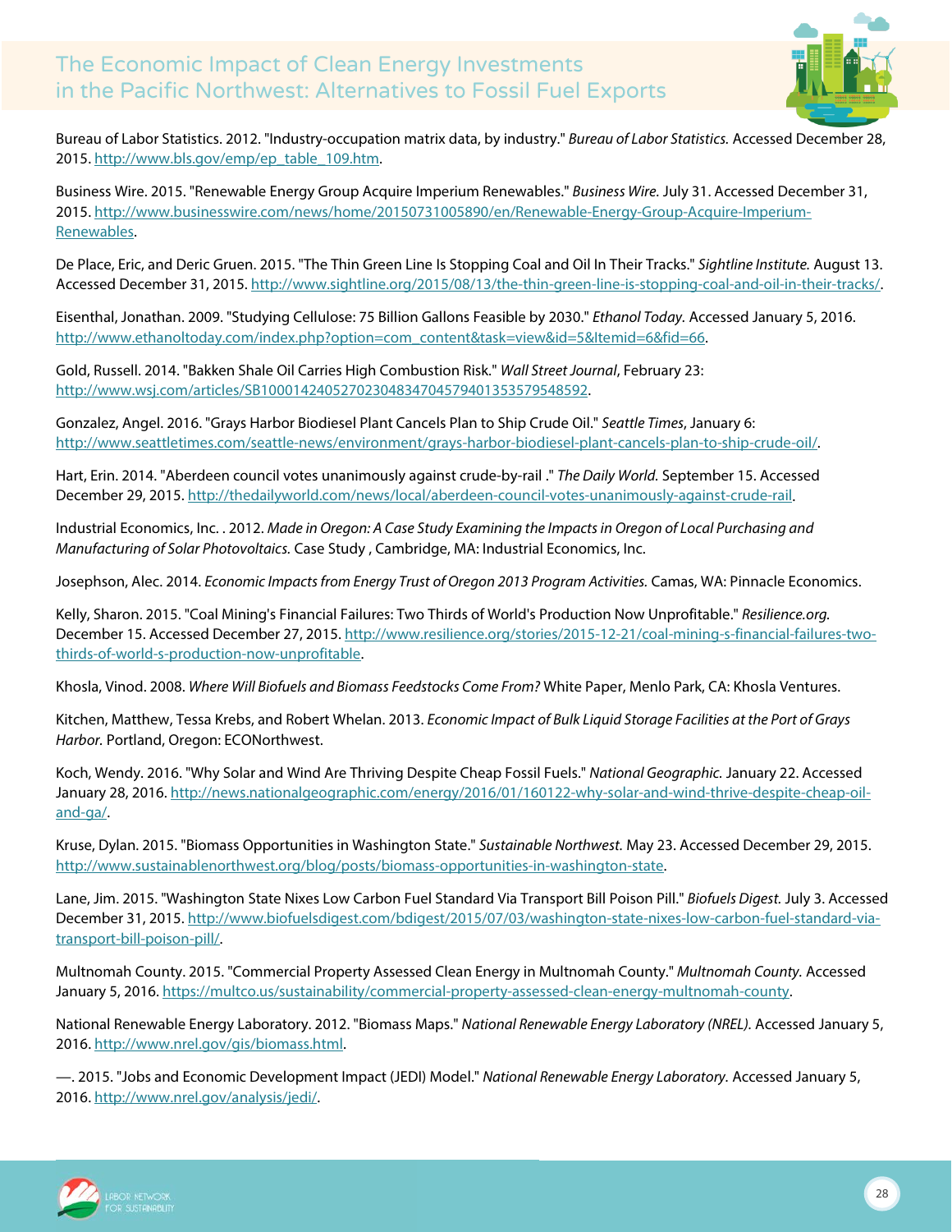Bureau of Labor Statistics. 2012. "Industry-occupation matrix data, by industry." *Bureau of Labor Statistics.* Accessed December 28, 2015. http://www.bls.gov/emp/ep_table_109.htm.

Business Wire. 2015. "Renewable Energy Group Acquire Imperium Renewables." *Business Wire.* July 31. Accessed December 31, 2015. http://www.businesswire.com/news/home/20150731005890/en/Renewable-Energy-Group-Acquire-Imperium-Renewables.

De Place, Eric, and Deric Gruen. 2015. "The Thin Green Line Is Stopping Coal and Oil In Their Tracks." *Sightline Institute.* August 13. Accessed December 31, 2015. http://www.sightline.org/2015/08/13/the-thin-green-line-is-stopping-coal-and-oil-in-their-tracks/.

Eisenthal, Jonathan. 2009. "Studying Cellulose: 75 Billion Gallons Feasible by 2030." *Ethanol Today.* Accessed January 5, 2016. http://www.ethanoltoday.com/index.php?option=com_content&task=view&id=5&Itemid=6&fid=66.

Gold, Russell. 2014. "Bakken Shale Oil Carries High Combustion Risk." *Wall Street Journal*, February 23: http://www.wsj.com/articles/SB10001424052702304834704579401353579548592.

Gonzalez, Angel. 2016. "Grays Harbor Biodiesel Plant Cancels Plan to Ship Crude Oil." *Seattle Times*, January 6: http://www.seattletimes.com/seattle-news/environment/grays-harbor-biodiesel-plant-cancels-plan-to-ship-crude-oil/.

Hart, Erin. 2014. "Aberdeen council votes unanimously against crude-by-rail ." *The Daily World.* September 15. Accessed December 29, 2015. http://thedailyworld.com/news/local/aberdeen-council-votes-unanimously-against-crude-rail.

Industrial Economics, Inc. . 2012. *Made in Oregon: A Case Study Examining the Impacts in Oregon of Local Purchasing and Manufacturing of Solar Photovoltaics.* Case Study , Cambridge, MA: Industrial Economics, Inc.

Josephson, Alec. 2014. *Economic Impacts from Energy Trust of Oregon 2013 Program Activities.* Camas, WA: Pinnacle Economics.

Kelly, Sharon. 2015. "Coal Mining's Financial Failures: Two Thirds of World's Production Now Unprofitable." *Resilience.org.* December 15. Accessed December 27, 2015. http://www.resilience.org/stories/2015-12-21/coal-mining-s-financial-failures-two-thirds-of-world-s-production-now-unprofitable.

Khosla, Vinod. 2008. *Where Will Biofuels and Biomass Feedstocks Come From?* White Paper, Menlo Park, CA: Khosla Ventures.

Kitchen, Matthew, Tessa Krebs, and Robert Whelan. 2013. *Economic Impact of Bulk Liquid Storage Facilities at the Port of Grays Harbor.* Portland, Oregon: ECONorthwest.

Koch, Wendy. 2016. "Why Solar and Wind Are Thriving Despite Cheap Fossil Fuels." *National Geographic.* January 22. Accessed January 28, 2016. http://news.nationalgeographic.com/energy/2016/01/160122-why-solar-and-wind-thrive-despite-cheap-oil-and-ga/.

Kruse, Dylan. 2015. "Biomass Opportunities in Washington State." *Sustainable Northwest.* May 23. Accessed December 29, 2015. http://www.sustainablenorthwest.org/blog/posts/biomass-opportunities-in-washington-state.

Lane, Jim. 2015. "Washington State Nixes Low Carbon Fuel Standard Via Transport Bill Poison Pill." *Biofuels Digest.* July 3. Accessed December 31, 2015. http://www.biofuelsdigest.com/bdigest/2015/07/03/washington-state-nixes-low-carbon-fuel-standard-via-transport-bill-poison-pill/.

Multnomah County. 2015. "Commercial Property Assessed Clean Energy in Multnomah County." *Multnomah County.* Accessed January 5, 2016. https://multco.us/sustainability/commercial-property-assessed-clean-energy-multnomah-county.

National Renewable Energy Laboratory. 2012. "Biomass Maps." *National Renewable Energy Laboratory (NREL).* Accessed January 5, 2016. http://www.nrel.gov/gis/biomass.html.

—. 2015. "Jobs and Economic Development Impact (JEDI) Model." *National Renewable Energy Laboratory.* Accessed January 5, 2016. http://www.nrel.gov/analysis/jedi/.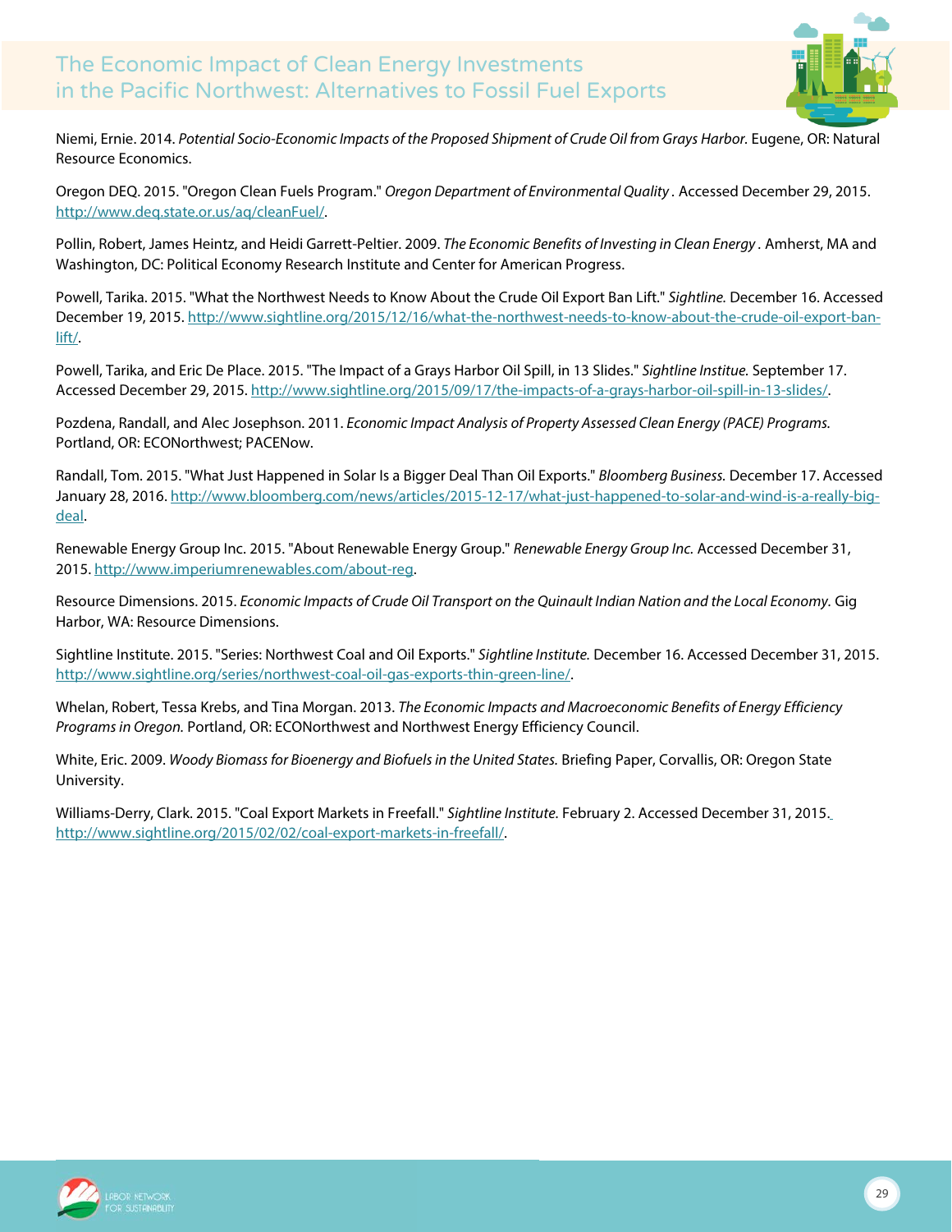Niemi, Ernie. 2014. *Potential Socio-Economic Impacts of the Proposed Shipment of Crude Oil from Grays Harbor.* Eugene, OR: Natural Resource Economics.

Oregon DEQ. 2015. "Oregon Clean Fuels Program." *Oregon Department of Environmental Quality* . Accessed December 29, 2015. http://www.deq.state.or.us/aq/cleanFuel/.

Pollin, Robert, James Heintz, and Heidi Garrett-Peltier. 2009. *The Economic Benefits of Investing in Clean Energy* . Amherst, MA and Washington, DC: Political Economy Research Institute and Center for American Progress.

Powell, Tarika. 2015. "What the Northwest Needs to Know About the Crude Oil Export Ban Lift." *Sightline.* December 16. Accessed December 19, 2015. http://www.sightline.org/2015/12/16/what-the-northwest-needs-to-know-about-the-crude-oil-export-ban-lift/.

Powell, Tarika, and Eric De Place. 2015. "The Impact of a Grays Harbor Oil Spill, in 13 Slides." *Sightline Institue.* September 17. Accessed December 29, 2015. http://www.sightline.org/2015/09/17/the-impacts-of-a-grays-harbor-oil-spill-in-13-slides/.

Pozdena, Randall, and Alec Josephson. 2011. *Economic Impact Analysis of Property Assessed Clean Energy (PACE) Programs.* Portland, OR: ECONorthwest; PACENow.

Randall, Tom. 2015. "What Just Happened in Solar Is a Bigger Deal Than Oil Exports." *Bloomberg Business.* December 17. Accessed January 28, 2016. http://www.bloomberg.com/news/articles/2015-12-17/what-just-happened-to-solar-and-wind-is-a-really-big-deal.

Renewable Energy Group Inc. 2015. "About Renewable Energy Group." *Renewable Energy Group Inc.* Accessed December 31, 2015. http://www.imperiumrenewables.com/about-reg.

Resource Dimensions. 2015. *Economic Impacts of Crude Oil Transport on the Quinault Indian Nation and the Local Economy.* Gig Harbor, WA: Resource Dimensions.

Sightline Institute. 2015. "Series: Northwest Coal and Oil Exports." *Sightline Institute.* December 16. Accessed December 31, 2015. http://www.sightline.org/series/northwest-coal-oil-gas-exports-thin-green-line/.

Whelan, Robert, Tessa Krebs, and Tina Morgan. 2013. *The Economic Impacts and Macroeconomic Benefits of Energy Efficiency Programs in Oregon.* Portland, OR: ECONorthwest and Northwest Energy Efficiency Council.

White, Eric. 2009. *Woody Biomass for Bioenergy and Biofuels in the United States.* Briefing Paper, Corvallis, OR: Oregon State University.

Williams-Derry, Clark. 2015. "Coal Export Markets in Freefall." *Sightline Institute.* February 2. Accessed December 31, 2015. http://www.sightline.org/2015/02/02/coal-export-markets-in-freefall/.